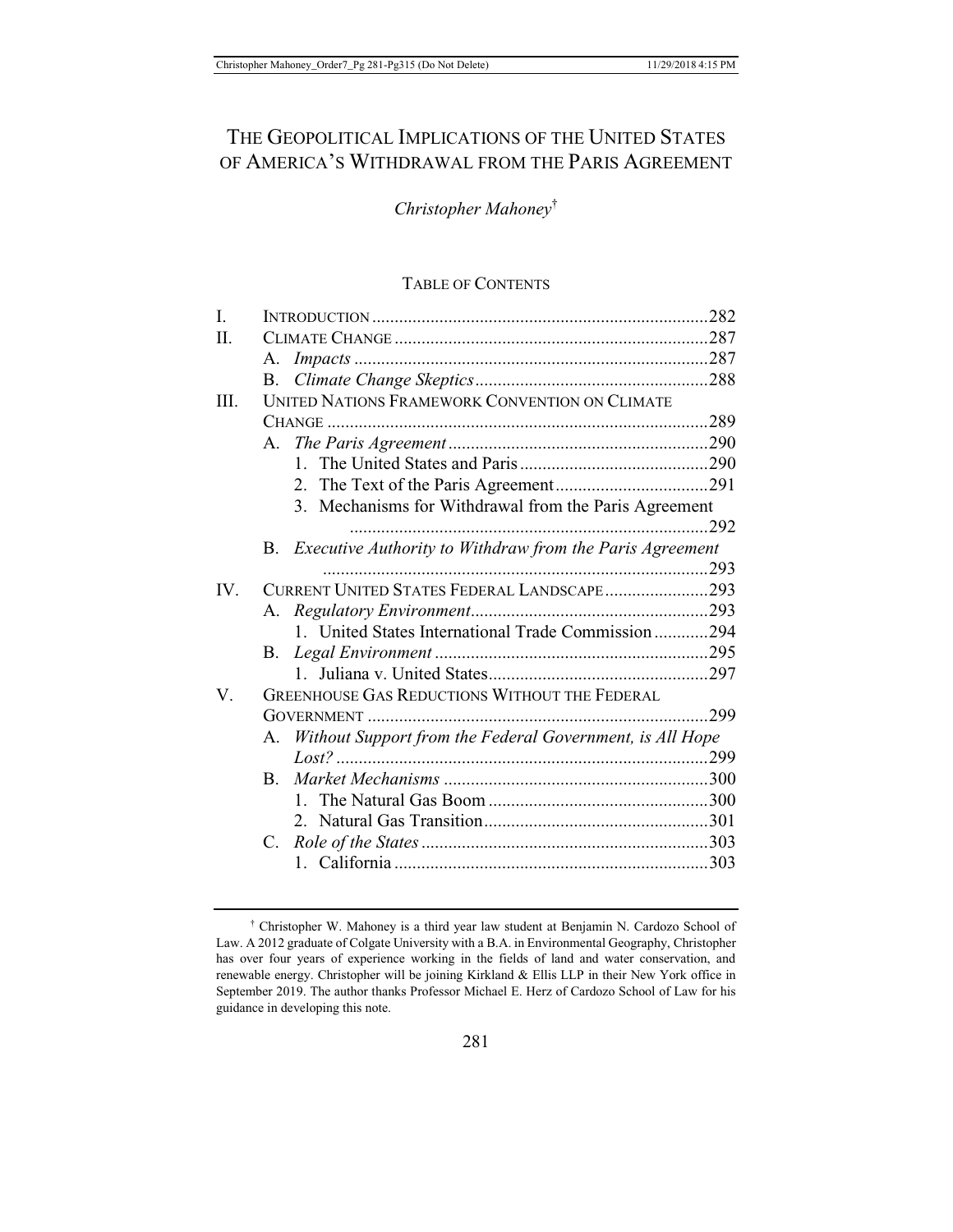# THE GEOPOLITICAL IMPLICATIONS OF THE UNITED STATES OF AMERICA'S WITHDRAWAL FROM THE PARIS AGREEMENT

*Christopher Mahoney*[†]

TABLE OF CONTENTS

| | | |
|---|---|---|
| I. | INTRODUCTION | 282 |
| II. | CLIMATE CHANGE | 287 |
| | A. *Impacts* | 287 |
| | B. *Climate Change Skeptics* | 288 |
| III. | UNITED NATIONS FRAMEWORK CONVENTION ON CLIMATE CHANGE | 289 |
| | A. *The Paris Agreement* | 290 |
| | 1. The United States and Paris | 290 |
| | 2. The Text of the Paris Agreement | 291 |
| | 3. Mechanisms for Withdrawal from the Paris Agreement | 292 |
| | B. *Executive Authority to Withdraw from the Paris Agreement* | 293 |
| IV. | CURRENT UNITED STATES FEDERAL LANDSCAPE | 293 |
| | A. *Regulatory Environment* | 293 |
| | 1. United States International Trade Commission | 294 |
| | B. *Legal Environment* | 295 |
| | 1. Juliana v. United States | 297 |
| V. | GREENHOUSE GAS REDUCTIONS WITHOUT THE FEDERAL GOVERNMENT | 299 |
| | A. *Without Support from the Federal Government, is All Hope Lost?* | 299 |
| | B. *Market Mechanisms* | 300 |
| | 1. The Natural Gas Boom | 300 |
| | 2. Natural Gas Transition | 301 |
| | C. *Role of the States* | 303 |
| | 1. California | 303 |

[†] Christopher W. Mahoney is a third year law student at Benjamin N. Cardozo School of Law. A 2012 graduate of Colgate University with a B.A. in Environmental Geography, Christopher has over four years of experience working in the fields of land and water conservation, and renewable energy. Christopher will be joining Kirkland & Ellis LLP in their New York office in September 2019. The author thanks Professor Michael E. Herz of Cardozo School of Law for his guidance in developing this note.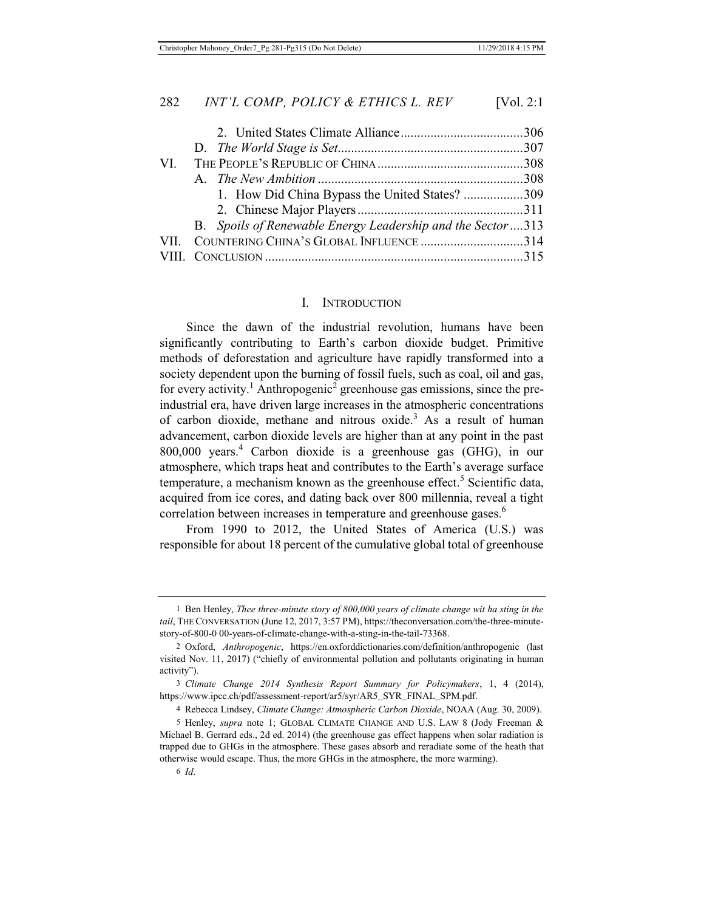2. United States Climate Alliance .....................................306
D. *The World Stage is Set* ........................................................307
VI. THE PEOPLE'S REPUBLIC OF CHINA ............................................308
A. *The New Ambition* ..............................................................308
1. How Did China Bypass the United States? ..................309
2. Chinese Major Players ..................................................311
B. *Spoils of Renewable Energy Leadership and the Sector* ....313
VII. COUNTERING CHINA'S GLOBAL INFLUENCE ...............................314
VIII. CONCLUSION .............................................................................315

## I. INTRODUCTION

Since the dawn of the industrial revolution, humans have been significantly contributing to Earth's carbon dioxide budget. Primitive methods of deforestation and agriculture have rapidly transformed into a society dependent upon the burning of fossil fuels, such as coal, oil and gas, for every activity.[1] Anthropogenic[2] greenhouse gas emissions, since the pre-industrial era, have driven large increases in the atmospheric concentrations of carbon dioxide, methane and nitrous oxide.[3] As a result of human advancement, carbon dioxide levels are higher than at any point in the past 800,000 years.[4] Carbon dioxide is a greenhouse gas (GHG), in our atmosphere, which traps heat and contributes to the Earth's average surface temperature, a mechanism known as the greenhouse effect.[5] Scientific data, acquired from ice cores, and dating back over 800 millennia, reveal a tight correlation between increases in temperature and greenhouse gases.[6]

From 1990 to 2012, the United States of America (U.S.) was responsible for about 18 percent of the cumulative global total of greenhouse

---

1 Ben Henley, *Thee three-minute story of 800,000 years of climate change wit ha sting in the tail*, THE CONVERSATION (June 12, 2017, 3:57 PM), https://theconversation.com/the-three-minute-story-of-800-0 00-years-of-climate-change-with-a-sting-in-the-tail-73368.

2 Oxford, *Anthropogenic*, https://en.oxforddictionaries.com/definition/anthropogenic (last visited Nov. 11, 2017) ("chiefly of environmental pollution and pollutants originating in human activity").

3 *Climate Change 2014 Synthesis Report Summary for Policymakers*, 1, 4 (2014), https://www.ipcc.ch/pdf/assessment-report/ar5/syr/AR5_SYR_FINAL_SPM.pdf.

4 Rebecca Lindsey, *Climate Change: Atmospheric Carbon Dioxide*, NOAA (Aug. 30, 2009).

5 Henley, *supra* note 1; GLOBAL CLIMATE CHANGE AND U.S. LAW 8 (Jody Freeman & Michael B. Gerrard eds., 2d ed. 2014) (the greenhouse gas effect happens when solar radiation is trapped due to GHGs in the atmosphere. These gases absorb and reradiate some of the heath that otherwise would escape. Thus, the more GHGs in the atmosphere, the more warming).

6 *Id*.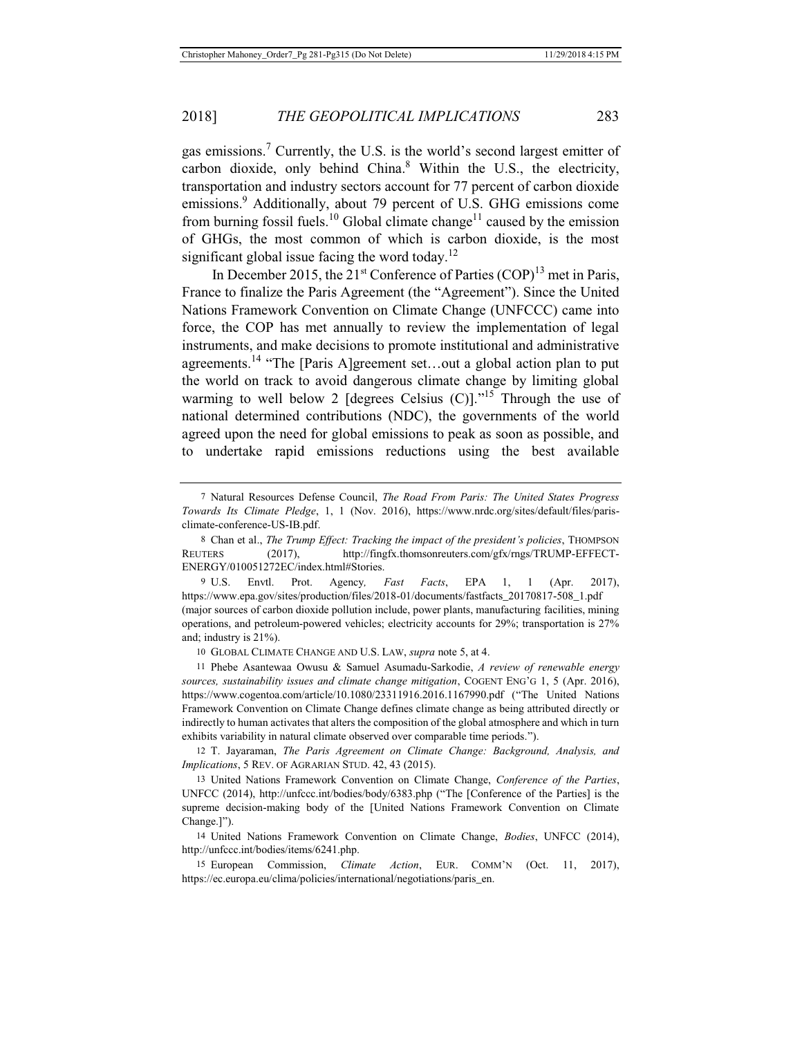gas emissions.[7] Currently, the U.S. is the world's second largest emitter of carbon dioxide, only behind China.[8] Within the U.S., the electricity, transportation and industry sectors account for 77 percent of carbon dioxide emissions.[9] Additionally, about 79 percent of U.S. GHG emissions come from burning fossil fuels.[10] Global climate change[11] caused by the emission of GHGs, the most common of which is carbon dioxide, is the most significant global issue facing the word today.[12]

In December 2015, the 21st Conference of Parties (COP)[13] met in Paris, France to finalize the Paris Agreement (the "Agreement"). Since the United Nations Framework Convention on Climate Change (UNFCCC) came into force, the COP has met annually to review the implementation of legal instruments, and make decisions to promote institutional and administrative agreements.[14] "The [Paris A]greement set…out a global action plan to put the world on track to avoid dangerous climate change by limiting global warming to well below 2 [degrees Celsius (C)]."[15] Through the use of national determined contributions (NDC), the governments of the world agreed upon the need for global emissions to peak as soon as possible, and to undertake rapid emissions reductions using the best available

---

7 Natural Resources Defense Council, *The Road From Paris: The United States Progress Towards Its Climate Pledge*, 1, 1 (Nov. 2016), https://www.nrdc.org/sites/default/files/paris-climate-conference-US-IB.pdf.

8 Chan et al., *The Trump Effect: Tracking the impact of the president's policies*, THOMPSON REUTERS (2017), http://fingfx.thomsonreuters.com/gfx/rngs/TRUMP-EFFECT-ENERGY/010051272EC/index.html#Stories.

9 U.S. Envtl. Prot. Agency, *Fast Facts*, EPA 1, 1 (Apr. 2017), https://www.epa.gov/sites/production/files/2018-01/documents/fastfacts_20170817-508_1.pdf (major sources of carbon dioxide pollution include, power plants, manufacturing facilities, mining operations, and petroleum-powered vehicles; electricity accounts for 29%; transportation is 27% and; industry is 21%).

10 GLOBAL CLIMATE CHANGE AND U.S. LAW, *supra* note 5, at 4.

11 Phebe Asantewaa Owusu & Samuel Asumadu-Sarkodie, *A review of renewable energy sources, sustainability issues and climate change mitigation*, COGENT ENG'G 1, 5 (Apr. 2016), https://www.cogentoa.com/article/10.1080/23311916.2016.1167990.pdf ("The United Nations Framework Convention on Climate Change defines climate change as being attributed directly or indirectly to human activates that alters the composition of the global atmosphere and which in turn exhibits variability in natural climate observed over comparable time periods.").

12 T. Jayaraman, *The Paris Agreement on Climate Change: Background, Analysis, and Implications*, 5 REV. OF AGRARIAN STUD. 42, 43 (2015).

13 United Nations Framework Convention on Climate Change, *Conference of the Parties*, UNFCC (2014), http://unfccc.int/bodies/body/6383.php ("The [Conference of the Parties] is the supreme decision-making body of the [United Nations Framework Convention on Climate Change.]").

14 United Nations Framework Convention on Climate Change, *Bodies*, UNFCC (2014), http://unfccc.int/bodies/items/6241.php.

15 European Commission, *Climate Action*, EUR. COMM'N (Oct. 11, 2017), https://ec.europa.eu/clima/policies/international/negotiations/paris_en.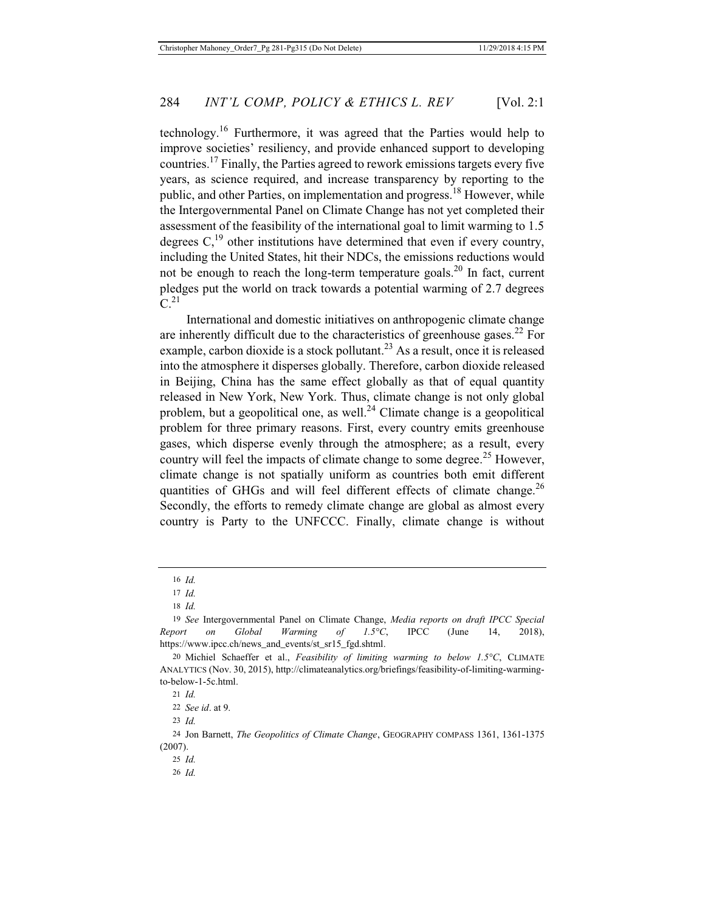technology.[16] Furthermore, it was agreed that the Parties would help to improve societies' resiliency, and provide enhanced support to developing countries.[17] Finally, the Parties agreed to rework emissions targets every five years, as science required, and increase transparency by reporting to the public, and other Parties, on implementation and progress.[18] However, while the Intergovernmental Panel on Climate Change has not yet completed their assessment of the feasibility of the international goal to limit warming to 1.5 degrees C,[19] other institutions have determined that even if every country, including the United States, hit their NDCs, the emissions reductions would not be enough to reach the long-term temperature goals.[20] In fact, current pledges put the world on track towards a potential warming of 2.7 degrees C.[21]

International and domestic initiatives on anthropogenic climate change are inherently difficult due to the characteristics of greenhouse gases.[22] For example, carbon dioxide is a stock pollutant.[23] As a result, once it is released into the atmosphere it disperses globally. Therefore, carbon dioxide released in Beijing, China has the same effect globally as that of equal quantity released in New York, New York. Thus, climate change is not only global problem, but a geopolitical one, as well.[24] Climate change is a geopolitical problem for three primary reasons. First, every country emits greenhouse gases, which disperse evenly through the atmosphere; as a result, every country will feel the impacts of climate change to some degree.[25] However, climate change is not spatially uniform as countries both emit different quantities of GHGs and will feel different effects of climate change.[26] Secondly, the efforts to remedy climate change are global as almost every country is Party to the UNFCCC. Finally, climate change is without

---

16 *Id.*

17 *Id.*

18 *Id.*

19 *See* Intergovernmental Panel on Climate Change, *Media reports on draft IPCC Special Report on Global Warming of 1.5°C*, IPCC (June 14, 2018), https://www.ipcc.ch/news_and_events/st_sr15_fgd.shtml.

20 Michiel Schaeffer et al., *Feasibility of limiting warming to below 1.5°C*, CLIMATE ANALYTICS (Nov. 30, 2015), http://climateanalytics.org/briefings/feasibility-of-limiting-warming-to-below-1-5c.html.

21 *Id.*

22 *See id*. at 9.

23 *Id.*

24 Jon Barnett, *The Geopolitics of Climate Change*, GEOGRAPHY COMPASS 1361, 1361-1375 (2007).

25 *Id.*

26 *Id.*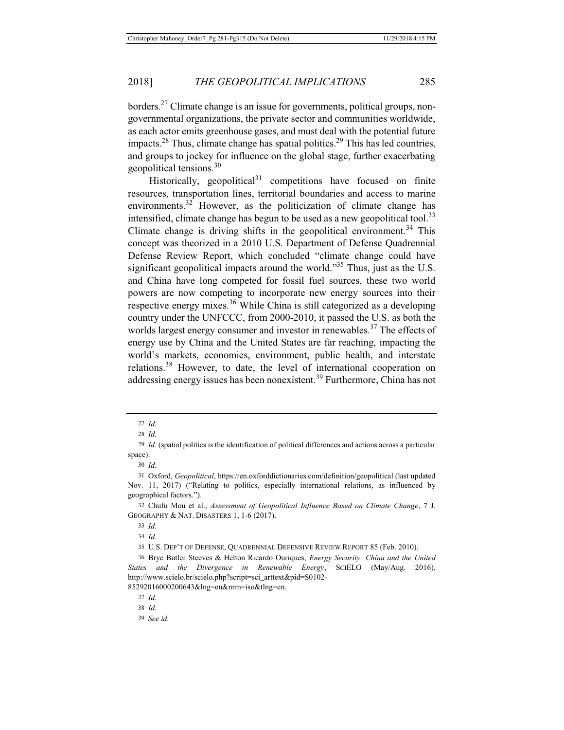borders.[27] Climate change is an issue for governments, political groups, non-governmental organizations, the private sector and communities worldwide, as each actor emits greenhouse gases, and must deal with the potential future impacts.[28] Thus, climate change has spatial politics.[29] This has led countries, and groups to jockey for influence on the global stage, further exacerbating geopolitical tensions.[30]

Historically, geopolitical[31] competitions have focused on finite resources, transportation lines, territorial boundaries and access to marine environments.[32] However, as the politicization of climate change has intensified, climate change has begun to be used as a new geopolitical tool.[33] Climate change is driving shifts in the geopolitical environment.[34] This concept was theorized in a 2010 U.S. Department of Defense Quadrennial Defense Review Report, which concluded "climate change could have significant geopolitical impacts around the world."[35] Thus, just as the U.S. and China have long competed for fossil fuel sources, these two world powers are now competing to incorporate new energy sources into their respective energy mixes.[36] While China is still categorized as a developing country under the UNFCCC, from 2000-2010, it passed the U.S. as both the worlds largest energy consumer and investor in renewables.[37] The effects of energy use by China and the United States are far reaching, impacting the world's markets, economies, environment, public health, and interstate relations.[38] However, to date, the level of international cooperation on addressing energy issues has been nonexistent.[39] Furthermore, China has not

---

27 *Id.*

28 *Id.*

29 *Id.* (spatial politics is the identification of political differences and actions across a particular space).

30 *Id.*

31 Oxford, *Geopolitical*, https://en.oxforddictionaries.com/definition/geopolitical (last updated Nov. 11, 2017) ("Relating to politics, especially international relations, as influenced by geographical factors.").

32 Chufu Mou et al., *Assessment of Geopolitical Influence Based on Climate Change*, 7 J. GEOGRAPHY & NAT. DISASTERS 1, 1-6 (2017).

33 *Id.*

34 *Id.*

35 U.S. DEP'T OF DEFENSE, QUADRENNIAL DEFENSIVE REVIEW REPORT 85 (Feb. 2010).

36 Brye Butler Steeves & Helton Ricardo Ouriques, *Energy Security: China and the United States and the Divergence in Renewable Energy*, SCIELO (May/Aug. 2016), http://www.scielo.br/scielo.php?script=sci_arttext&pid=S0102-85292016000200643&lng=en&nrm=iso&tlng=en.

37 *Id.*

38 *Id.*

39 *See id.*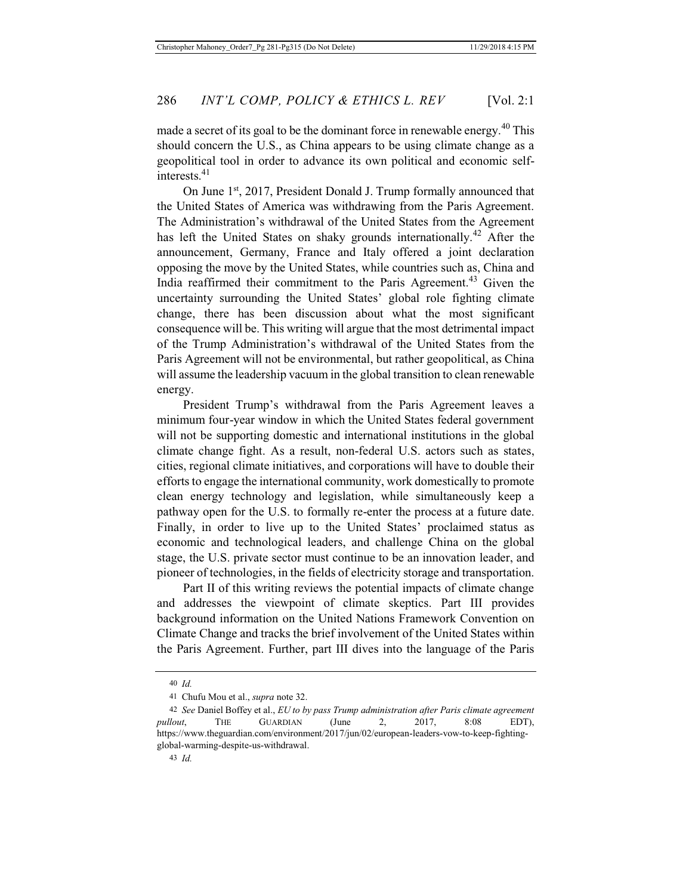made a secret of its goal to be the dominant force in renewable energy.[40] This should concern the U.S., as China appears to be using climate change as a geopolitical tool in order to advance its own political and economic self-interests.[41]

On June 1st, 2017, President Donald J. Trump formally announced that the United States of America was withdrawing from the Paris Agreement. The Administration's withdrawal of the United States from the Agreement has left the United States on shaky grounds internationally.[42] After the announcement, Germany, France and Italy offered a joint declaration opposing the move by the United States, while countries such as, China and India reaffirmed their commitment to the Paris Agreement.[43] Given the uncertainty surrounding the United States' global role fighting climate change, there has been discussion about what the most significant consequence will be. This writing will argue that the most detrimental impact of the Trump Administration's withdrawal of the United States from the Paris Agreement will not be environmental, but rather geopolitical, as China will assume the leadership vacuum in the global transition to clean renewable energy.

President Trump's withdrawal from the Paris Agreement leaves a minimum four-year window in which the United States federal government will not be supporting domestic and international institutions in the global climate change fight. As a result, non-federal U.S. actors such as states, cities, regional climate initiatives, and corporations will have to double their efforts to engage the international community, work domestically to promote clean energy technology and legislation, while simultaneously keep a pathway open for the U.S. to formally re-enter the process at a future date. Finally, in order to live up to the United States' proclaimed status as economic and technological leaders, and challenge China on the global stage, the U.S. private sector must continue to be an innovation leader, and pioneer of technologies, in the fields of electricity storage and transportation.

Part II of this writing reviews the potential impacts of climate change and addresses the viewpoint of climate skeptics. Part III provides background information on the United Nations Framework Convention on Climate Change and tracks the brief involvement of the United States within the Paris Agreement. Further, part III dives into the language of the Paris

---

40 *Id.*

41 Chufu Mou et al., *supra* note 32.

42 *See* Daniel Boffey et al., *EU to by pass Trump administration after Paris climate agreement pullout*, THE GUARDIAN (June 2, 2017, 8:08 EDT), https://www.theguardian.com/environment/2017/jun/02/european-leaders-vow-to-keep-fighting-global-warming-despite-us-withdrawal.

43 *Id.*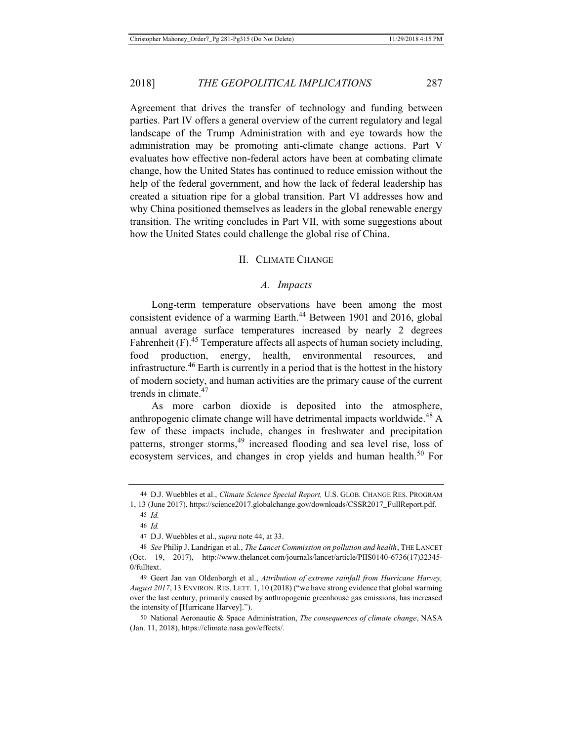Agreement that drives the transfer of technology and funding between parties. Part IV offers a general overview of the current regulatory and legal landscape of the Trump Administration with and eye towards how the administration may be promoting anti-climate change actions. Part V evaluates how effective non-federal actors have been at combating climate change, how the United States has continued to reduce emission without the help of the federal government, and how the lack of federal leadership has created a situation ripe for a global transition. Part VI addresses how and why China positioned themselves as leaders in the global renewable energy transition. The writing concludes in Part VII, with some suggestions about how the United States could challenge the global rise of China.

## II. CLIMATE CHANGE

### *A. Impacts*

Long-term temperature observations have been among the most consistent evidence of a warming Earth.[44] Between 1901 and 2016, global annual average surface temperatures increased by nearly 2 degrees Fahrenheit (F).[45] Temperature affects all aspects of human society including, food production, energy, health, environmental resources, and infrastructure.[46] Earth is currently in a period that is the hottest in the history of modern society, and human activities are the primary cause of the current trends in climate.[47]

As more carbon dioxide is deposited into the atmosphere, anthropogenic climate change will have detrimental impacts worldwide.[48] A few of these impacts include, changes in freshwater and precipitation patterns, stronger storms,[49] increased flooding and sea level rise, loss of ecosystem services, and changes in crop yields and human health.[50] For

---

44 D.J. Wuebbles et al., *Climate Science Special Report,* U.S. GLOB. CHANGE RES. PROGRAM 1, 13 (June 2017), https://science2017.globalchange.gov/downloads/CSSR2017_FullReport.pdf.

45 *Id.*

46 *Id.*

47 D.J. Wuebbles et al., *supra* note 44, at 33.

48 *See* Philip J. Landrigan et al., *The Lancet Commission on pollution and health*, THE LANCET (Oct. 19, 2017), http://www.thelancet.com/journals/lancet/article/PIIS0140-6736(17)32345-0/fulltext.

49 Geert Jan van Oldenborgh et al., *Attribution of extreme rainfall from Hurricane Harvey, August 2017*, 13 ENVIRON. RES. LETT. 1, 10 (2018) ("we have strong evidence that global warming over the last century, primarily caused by anthropogenic greenhouse gas emissions, has increased the intensity of [Hurricane Harvey].").

50 National Aeronautic & Space Administration, *The consequences of climate change*, NASA (Jan. 11, 2018), https://climate.nasa.gov/effects/.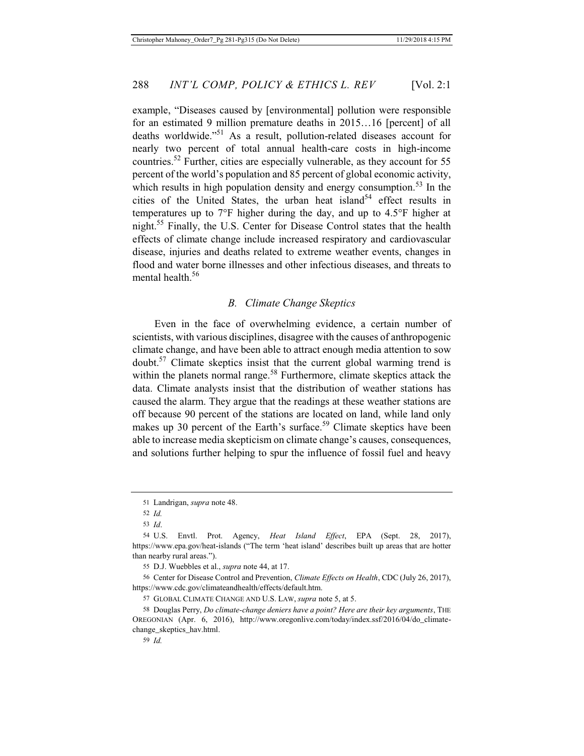example, "Diseases caused by [environmental] pollution were responsible for an estimated 9 million premature deaths in 2015…16 [percent] of all deaths worldwide."[51] As a result, pollution-related diseases account for nearly two percent of total annual health-care costs in high-income countries.[52] Further, cities are especially vulnerable, as they account for 55 percent of the world's population and 85 percent of global economic activity, which results in high population density and energy consumption.[53] In the cities of the United States, the urban heat island[54] effect results in temperatures up to 7°F higher during the day, and up to 4.5°F higher at night.[55] Finally, the U.S. Center for Disease Control states that the health effects of climate change include increased respiratory and cardiovascular disease, injuries and deaths related to extreme weather events, changes in flood and water borne illnesses and other infectious diseases, and threats to mental health.[56]

### *B. Climate Change Skeptics*

Even in the face of overwhelming evidence, a certain number of scientists, with various disciplines, disagree with the causes of anthropogenic climate change, and have been able to attract enough media attention to sow doubt.[57] Climate skeptics insist that the current global warming trend is within the planets normal range.[58] Furthermore, climate skeptics attack the data. Climate analysts insist that the distribution of weather stations has caused the alarm. They argue that the readings at these weather stations are off because 90 percent of the stations are located on land, while land only makes up 30 percent of the Earth's surface.[59] Climate skeptics have been able to increase media skepticism on climate change's causes, consequences, and solutions further helping to spur the influence of fossil fuel and heavy

---

51 Landrigan, *supra* note 48.

52 *Id.*

53 *Id*.

54 U.S. Envtl. Prot. Agency, *Heat Island Effect*, EPA (Sept. 28, 2017), https://www.epa.gov/heat-islands ("The term 'heat island' describes built up areas that are hotter than nearby rural areas.").

55 D.J. Wuebbles et al., *supra* note 44, at 17.

56 Center for Disease Control and Prevention, *Climate Effects on Health*, CDC (July 26, 2017), https://www.cdc.gov/climateandhealth/effects/default.htm.

57 GLOBAL CLIMATE CHANGE AND U.S. LAW, *supra* note 5, at 5.

58 Douglas Perry, *Do climate-change deniers have a point? Here are their key arguments*, THE OREGONIAN (Apr. 6, 2016), http://www.oregonlive.com/today/index.ssf/2016/04/do_climate-change_skeptics_hav.html.

59 *Id.*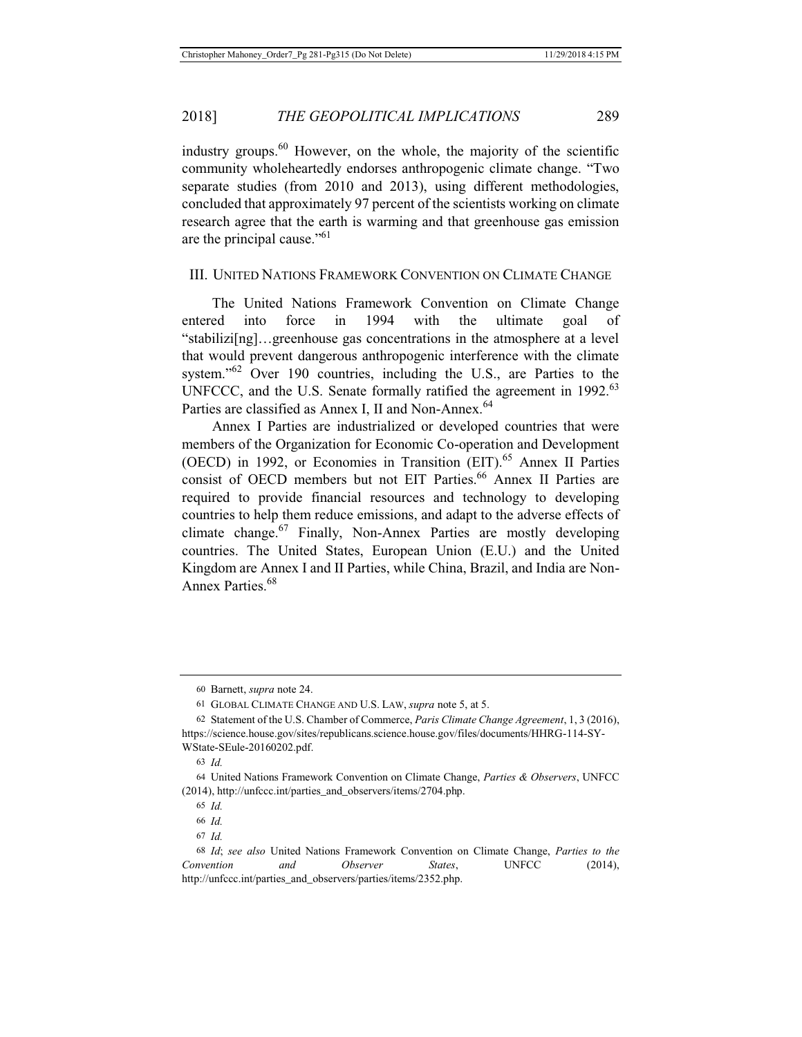industry groups.[60] However, on the whole, the majority of the scientific community wholeheartedly endorses anthropogenic climate change. "Two separate studies (from 2010 and 2013), using different methodologies, concluded that approximately 97 percent of the scientists working on climate research agree that the earth is warming and that greenhouse gas emission are the principal cause."[61]

## III. UNITED NATIONS FRAMEWORK CONVENTION ON CLIMATE CHANGE

The United Nations Framework Convention on Climate Change entered into force in 1994 with the ultimate goal of "stabilizi[ng]…greenhouse gas concentrations in the atmosphere at a level that would prevent dangerous anthropogenic interference with the climate system."[62] Over 190 countries, including the U.S., are Parties to the UNFCCC, and the U.S. Senate formally ratified the agreement in 1992.[63] Parties are classified as Annex I, II and Non-Annex.[64]

Annex I Parties are industrialized or developed countries that were members of the Organization for Economic Co-operation and Development (OECD) in 1992, or Economies in Transition (EIT).[65] Annex II Parties consist of OECD members but not EIT Parties.[66] Annex II Parties are required to provide financial resources and technology to developing countries to help them reduce emissions, and adapt to the adverse effects of climate change.[67] Finally, Non-Annex Parties are mostly developing countries. The United States, European Union (E.U.) and the United Kingdom are Annex I and II Parties, while China, Brazil, and India are Non-Annex Parties.[68]

---

60 Barnett, *supra* note 24.

61 GLOBAL CLIMATE CHANGE AND U.S. LAW, *supra* note 5, at 5.

62 Statement of the U.S. Chamber of Commerce, *Paris Climate Change Agreement*, 1, 3 (2016), https://science.house.gov/sites/republicans.science.house.gov/files/documents/HHRG-114-SY-WState-SEule-20160202.pdf.

63 *Id.*

64 United Nations Framework Convention on Climate Change, *Parties & Observers*, UNFCC (2014), http://unfccc.int/parties_and_observers/items/2704.php.

65 *Id.*

66 *Id.*

67 *Id.*

68 *Id*; *see also* United Nations Framework Convention on Climate Change, *Parties to the Convention and Observer States*, UNFCC (2014), http://unfccc.int/parties_and_observers/parties/items/2352.php.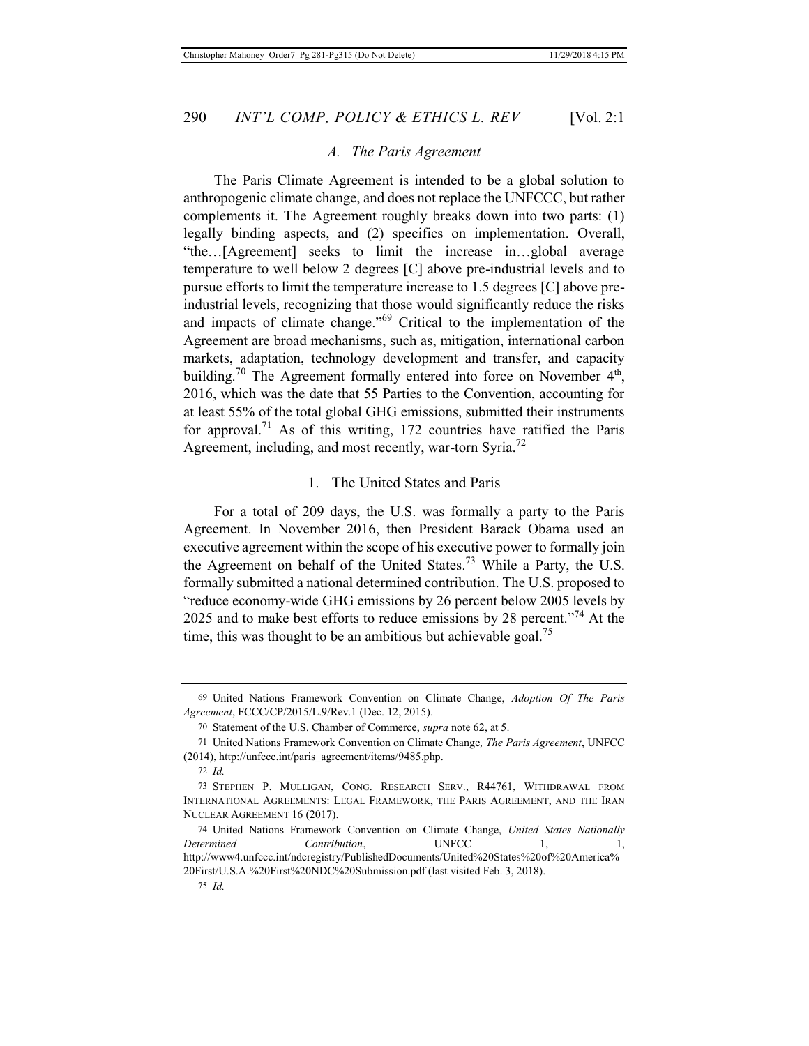### *A. The Paris Agreement*

The Paris Climate Agreement is intended to be a global solution to anthropogenic climate change, and does not replace the UNFCCC, but rather complements it. The Agreement roughly breaks down into two parts: (1) legally binding aspects, and (2) specifics on implementation. Overall, "the…[Agreement] seeks to limit the increase in…global average temperature to well below 2 degrees [C] above pre-industrial levels and to pursue efforts to limit the temperature increase to 1.5 degrees [C] above pre-industrial levels, recognizing that those would significantly reduce the risks and impacts of climate change."[69] Critical to the implementation of the Agreement are broad mechanisms, such as, mitigation, international carbon markets, adaptation, technology development and transfer, and capacity building.[70] The Agreement formally entered into force on November 4th, 2016, which was the date that 55 Parties to the Convention, accounting for at least 55% of the total global GHG emissions, submitted their instruments for approval.[71] As of this writing, 172 countries have ratified the Paris Agreement, including, and most recently, war-torn Syria.[72]

#### 1. The United States and Paris

For a total of 209 days, the U.S. was formally a party to the Paris Agreement. In November 2016, then President Barack Obama used an executive agreement within the scope of his executive power to formally join the Agreement on behalf of the United States.[73] While a Party, the U.S. formally submitted a national determined contribution. The U.S. proposed to "reduce economy-wide GHG emissions by 26 percent below 2005 levels by 2025 and to make best efforts to reduce emissions by 28 percent."[74] At the time, this was thought to be an ambitious but achievable goal.[75]

---

69 United Nations Framework Convention on Climate Change, *Adoption Of The Paris Agreement*, FCCC/CP/2015/L.9/Rev.1 (Dec. 12, 2015).

70 Statement of the U.S. Chamber of Commerce, *supra* note 62, at 5.

71 United Nations Framework Convention on Climate Change*, The Paris Agreement*, UNFCC (2014), http://unfccc.int/paris_agreement/items/9485.php.

72 *Id.*

73 STEPHEN P. MULLIGAN, CONG. RESEARCH SERV., R44761, WITHDRAWAL FROM INTERNATIONAL AGREEMENTS: LEGAL FRAMEWORK, THE PARIS AGREEMENT, AND THE IRAN NUCLEAR AGREEMENT 16 (2017).

74 United Nations Framework Convention on Climate Change, *United States Nationally Determined Contribution*, UNFCC 1, 1, http://www4.unfccc.int/ndcregistry/PublishedDocuments/United%20States%20of%20America%20First/U.S.A.%20First%20NDC%20Submission.pdf (last visited Feb. 3, 2018).

75 *Id.*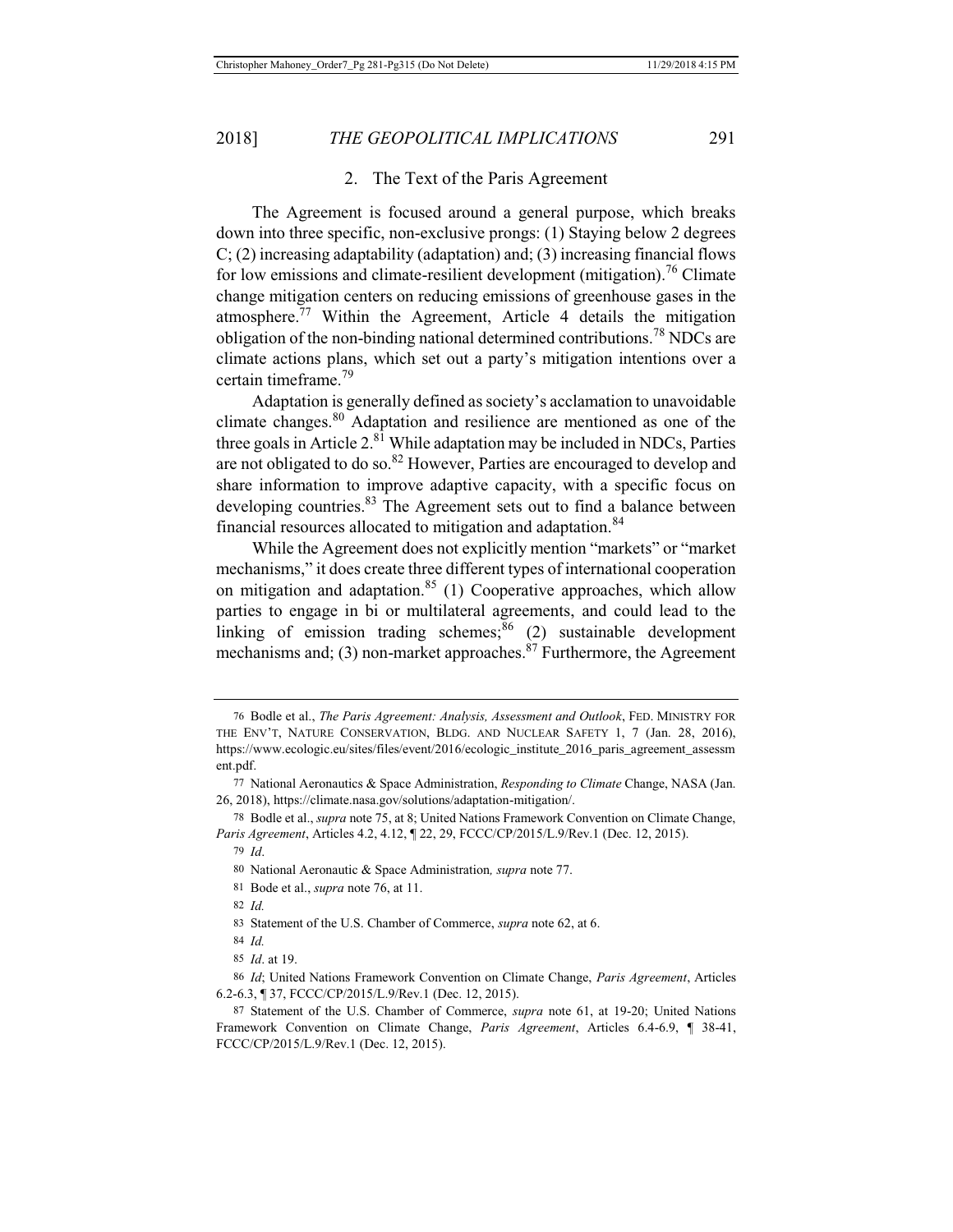### 2. The Text of the Paris Agreement

The Agreement is focused around a general purpose, which breaks down into three specific, non-exclusive prongs: (1) Staying below 2 degrees C; (2) increasing adaptability (adaptation) and; (3) increasing financial flows for low emissions and climate-resilient development (mitigation).[76] Climate change mitigation centers on reducing emissions of greenhouse gases in the atmosphere.[77] Within the Agreement, Article 4 details the mitigation obligation of the non-binding national determined contributions.[78] NDCs are climate actions plans, which set out a party's mitigation intentions over a certain timeframe.[79]

Adaptation is generally defined as society's acclamation to unavoidable climate changes.[80] Adaptation and resilience are mentioned as one of the three goals in Article 2.[81] While adaptation may be included in NDCs, Parties are not obligated to do so.[82] However, Parties are encouraged to develop and share information to improve adaptive capacity, with a specific focus on developing countries.[83] The Agreement sets out to find a balance between financial resources allocated to mitigation and adaptation.[84]

While the Agreement does not explicitly mention "markets" or "market mechanisms," it does create three different types of international cooperation on mitigation and adaptation.[85] (1) Cooperative approaches, which allow parties to engage in bi or multilateral agreements, and could lead to the linking of emission trading schemes;[86] (2) sustainable development mechanisms and; (3) non-market approaches.[87] Furthermore, the Agreement

---

76 Bodle et al., *The Paris Agreement: Analysis, Assessment and Outlook*, FED. MINISTRY FOR THE ENV'T, NATURE CONSERVATION, BLDG. AND NUCLEAR SAFETY 1, 7 (Jan. 28, 2016), https://www.ecologic.eu/sites/files/event/2016/ecologic_institute_2016_paris_agreement_assessment.pdf.

77 National Aeronautics & Space Administration, *Responding to Climate* Change, NASA (Jan. 26, 2018), https://climate.nasa.gov/solutions/adaptation-mitigation/.

78 Bodle et al., *supra* note 75, at 8; United Nations Framework Convention on Climate Change, *Paris Agreement*, Articles 4.2, 4.12, ¶ 22, 29, FCCC/CP/2015/L.9/Rev.1 (Dec. 12, 2015).

79 *Id*.

80 National Aeronautic & Space Administration*, supra* note 77.

81 Bode et al., *supra* note 76, at 11.

82 *Id.*

83 Statement of the U.S. Chamber of Commerce, *supra* note 62, at 6.

84 *Id.*

85 *Id*. at 19.

86 *Id*; United Nations Framework Convention on Climate Change, *Paris Agreement*, Articles 6.2-6.3, ¶ 37, FCCC/CP/2015/L.9/Rev.1 (Dec. 12, 2015).

87 Statement of the U.S. Chamber of Commerce, *supra* note 61, at 19-20; United Nations Framework Convention on Climate Change, *Paris Agreement*, Articles 6.4-6.9, ¶ 38-41, FCCC/CP/2015/L.9/Rev.1 (Dec. 12, 2015).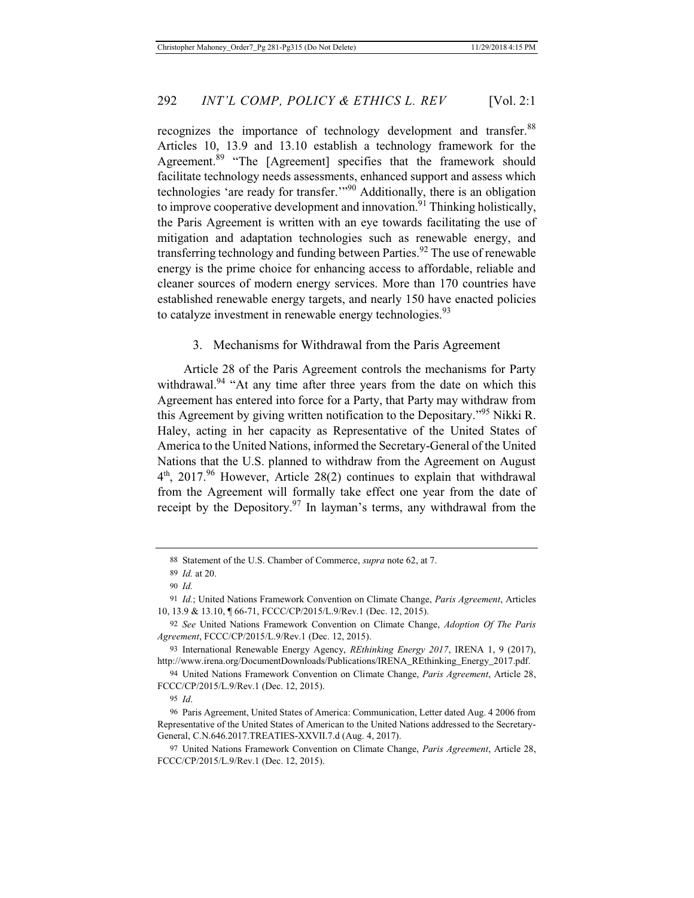recognizes the importance of technology development and transfer.[88] Articles 10, 13.9 and 13.10 establish a technology framework for the Agreement.[89] "The [Agreement] specifies that the framework should facilitate technology needs assessments, enhanced support and assess which technologies 'are ready for transfer.'"[90] Additionally, there is an obligation to improve cooperative development and innovation.[91] Thinking holistically, the Paris Agreement is written with an eye towards facilitating the use of mitigation and adaptation technologies such as renewable energy, and transferring technology and funding between Parties.[92] The use of renewable energy is the prime choice for enhancing access to affordable, reliable and cleaner sources of modern energy services. More than 170 countries have established renewable energy targets, and nearly 150 have enacted policies to catalyze investment in renewable energy technologies.[93]

### 3. Mechanisms for Withdrawal from the Paris Agreement

Article 28 of the Paris Agreement controls the mechanisms for Party withdrawal.[94] "At any time after three years from the date on which this Agreement has entered into force for a Party, that Party may withdraw from this Agreement by giving written notification to the Depositary."[95] Nikki R. Haley, acting in her capacity as Representative of the United States of America to the United Nations, informed the Secretary-General of the United Nations that the U.S. planned to withdraw from the Agreement on August 4th, 2017.[96] However, Article 28(2) continues to explain that withdrawal from the Agreement will formally take effect one year from the date of receipt by the Depository.[97] In layman's terms, any withdrawal from the

---

88 Statement of the U.S. Chamber of Commerce, *supra* note 62, at 7.

89 *Id.* at 20.

90 *Id.*

91 *Id.*; United Nations Framework Convention on Climate Change, *Paris Agreement*, Articles 10, 13.9 & 13.10, ¶ 66-71, FCCC/CP/2015/L.9/Rev.1 (Dec. 12, 2015).

92 *See* United Nations Framework Convention on Climate Change, *Adoption Of The Paris Agreement*, FCCC/CP/2015/L.9/Rev.1 (Dec. 12, 2015).

93 International Renewable Energy Agency, *REthinking Energy 2017*, IRENA 1, 9 (2017), http://www.irena.org/DocumentDownloads/Publications/IRENA_REthinking_Energy_2017.pdf.

94 United Nations Framework Convention on Climate Change, *Paris Agreement*, Article 28, FCCC/CP/2015/L.9/Rev.1 (Dec. 12, 2015).

95 *Id*.

96 Paris Agreement, United States of America: Communication, Letter dated Aug. 4 2006 from Representative of the United States of American to the United Nations addressed to the Secretary-General, C.N.646.2017.TREATIES-XXVII.7.d (Aug. 4, 2017).

97 United Nations Framework Convention on Climate Change, *Paris Agreement*, Article 28, FCCC/CP/2015/L.9/Rev.1 (Dec. 12, 2015).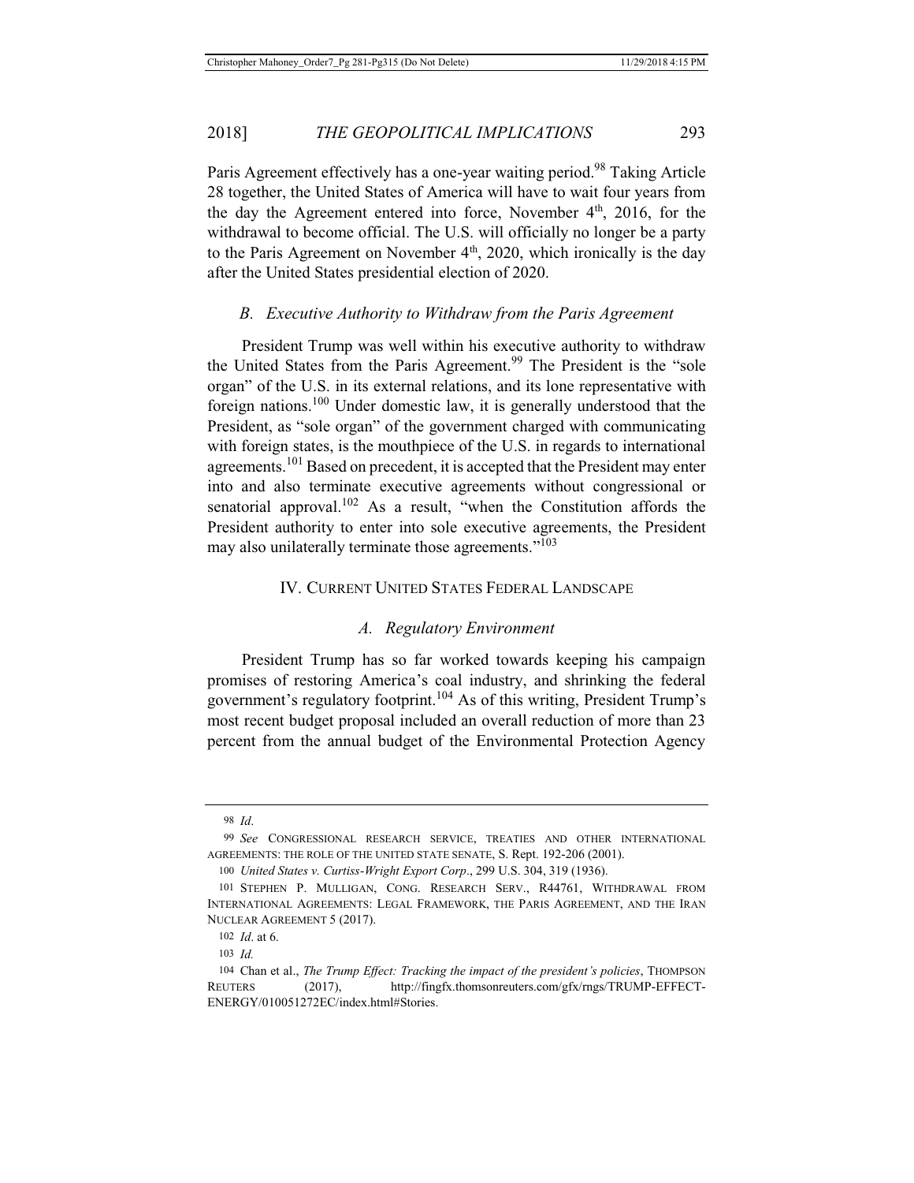Paris Agreement effectively has a one-year waiting period.[98] Taking Article 28 together, the United States of America will have to wait four years from the day the Agreement entered into force, November 4th, 2016, for the withdrawal to become official. The U.S. will officially no longer be a party to the Paris Agreement on November 4th, 2020, which ironically is the day after the United States presidential election of 2020.

### *B. Executive Authority to Withdraw from the Paris Agreement*

President Trump was well within his executive authority to withdraw the United States from the Paris Agreement.[99] The President is the "sole organ" of the U.S. in its external relations, and its lone representative with foreign nations.[100] Under domestic law, it is generally understood that the President, as "sole organ" of the government charged with communicating with foreign states, is the mouthpiece of the U.S. in regards to international agreements.[101] Based on precedent, it is accepted that the President may enter into and also terminate executive agreements without congressional or senatorial approval.[102] As a result, "when the Constitution affords the President authority to enter into sole executive agreements, the President may also unilaterally terminate those agreements."[103]

## IV. CURRENT UNITED STATES FEDERAL LANDSCAPE

### *A. Regulatory Environment*

President Trump has so far worked towards keeping his campaign promises of restoring America's coal industry, and shrinking the federal government's regulatory footprint.[104] As of this writing, President Trump's most recent budget proposal included an overall reduction of more than 23 percent from the annual budget of the Environmental Protection Agency

---

98 *Id*.

99 *See* CONGRESSIONAL RESEARCH SERVICE, TREATIES AND OTHER INTERNATIONAL AGREEMENTS: THE ROLE OF THE UNITED STATE SENATE, S. Rept. 192-206 (2001).

100 *United States v. Curtiss-Wright Export Corp*., 299 U.S. 304, 319 (1936).

101 STEPHEN P. MULLIGAN, CONG. RESEARCH SERV., R44761, WITHDRAWAL FROM INTERNATIONAL AGREEMENTS: LEGAL FRAMEWORK, THE PARIS AGREEMENT, AND THE IRAN NUCLEAR AGREEMENT 5 (2017).

102 *Id*. at 6.

103 *Id.*

104 Chan et al., *The Trump Effect: Tracking the impact of the president's policies*, THOMPSON REUTERS (2017), http://fingfx.thomsonreuters.com/gfx/rngs/TRUMP-EFFECT-ENERGY/010051272EC/index.html#Stories.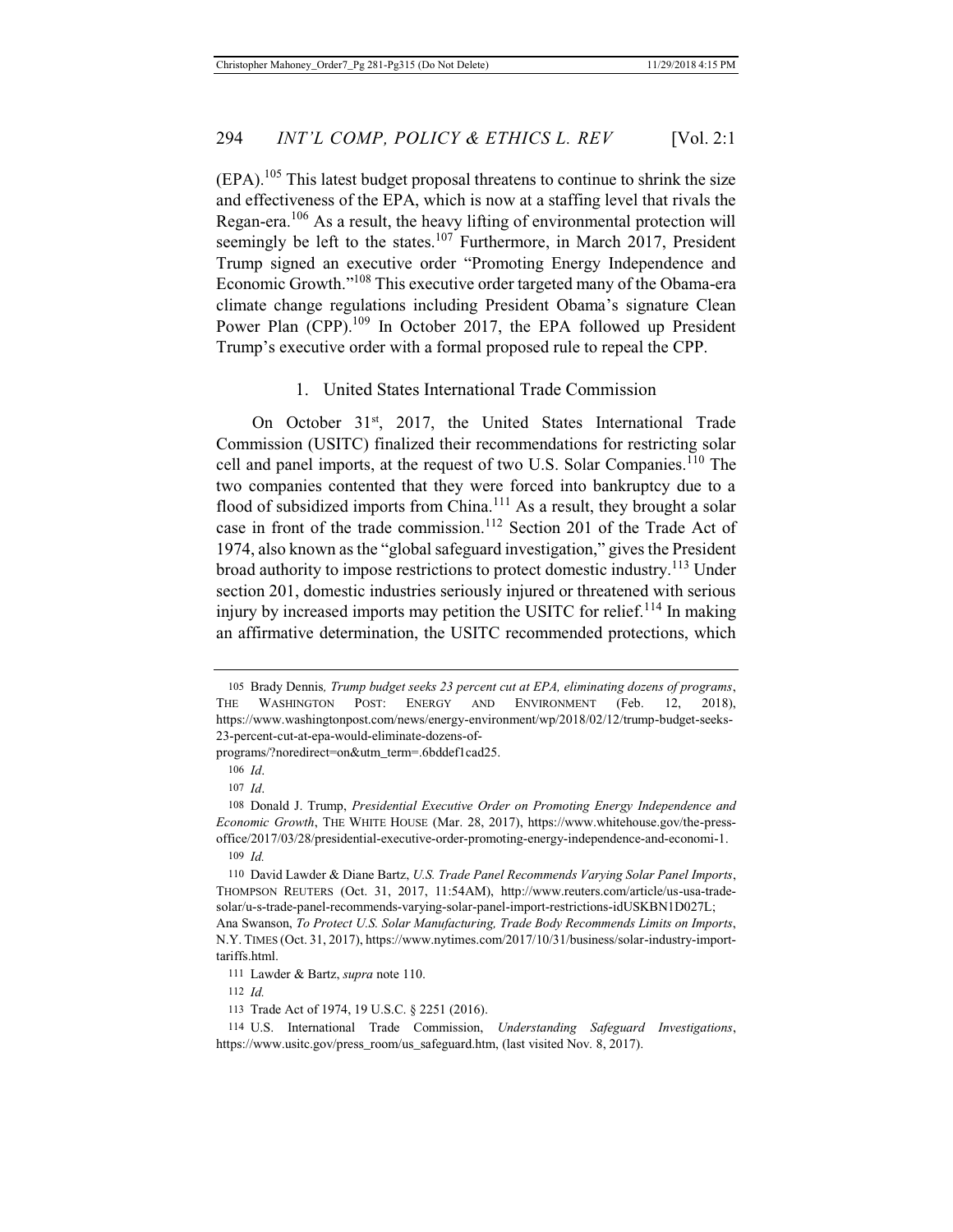(EPA).[105] This latest budget proposal threatens to continue to shrink the size and effectiveness of the EPA, which is now at a staffing level that rivals the Regan-era.[106] As a result, the heavy lifting of environmental protection will seemingly be left to the states.[107] Furthermore, in March 2017, President Trump signed an executive order "Promoting Energy Independence and Economic Growth."[108] This executive order targeted many of the Obama-era climate change regulations including President Obama's signature Clean Power Plan (CPP).[109] In October 2017, the EPA followed up President Trump's executive order with a formal proposed rule to repeal the CPP.

### 1. United States International Trade Commission

On October 31st, 2017, the United States International Trade Commission (USITC) finalized their recommendations for restricting solar cell and panel imports, at the request of two U.S. Solar Companies.[110] The two companies contended that they were forced into bankruptcy due to a flood of subsidized imports from China.[111] As a result, they brought a solar case in front of the trade commission.[112] Section 201 of the Trade Act of 1974, also known as the "global safeguard investigation," gives the President broad authority to impose restrictions to protect domestic industry.[113] Under section 201, domestic industries seriously injured or threatened with serious injury by increased imports may petition the USITC for relief.[114] In making an affirmative determination, the USITC recommended protections, which

---

105 Brady Dennis, *Trump budget seeks 23 percent cut at EPA, eliminating dozens of programs*, THE WASHINGTON POST: ENERGY AND ENVIRONMENT (Feb. 12, 2018), https://www.washingtonpost.com/news/energy-environment/wp/2018/02/12/trump-budget-seeks-23-percent-cut-at-epa-would-eliminate-dozens-of-programs/?noredirect=on&utm_term=.6bddef1cad25.

106 *Id*.

107 *Id*.

108 Donald J. Trump, *Presidential Executive Order on Promoting Energy Independence and Economic Growth*, THE WHITE HOUSE (Mar. 28, 2017), https://www.whitehouse.gov/the-press-office/2017/03/28/presidential-executive-order-promoting-energy-independence-and-economi-1.

109 *Id.*

110 David Lawder & Diane Bartz, *U.S. Trade Panel Recommends Varying Solar Panel Imports*, THOMPSON REUTERS (Oct. 31, 2017, 11:54AM), http://www.reuters.com/article/us-usa-trade-solar/u-s-trade-panel-recommends-varying-solar-panel-import-restrictions-idUSKBN1D027L; Ana Swanson, *To Protect U.S. Solar Manufacturing, Trade Body Recommends Limits on Imports*, N.Y. TIMES (Oct. 31, 2017), https://www.nytimes.com/2017/10/31/business/solar-industry-import-tariffs.html.

111 Lawder & Bartz, *supra* note 110.

112 *Id.*

113 Trade Act of 1974, 19 U.S.C. § 2251 (2016).

114 U.S. International Trade Commission, *Understanding Safeguard Investigations*, https://www.usitc.gov/press_room/us_safeguard.htm, (last visited Nov. 8, 2017).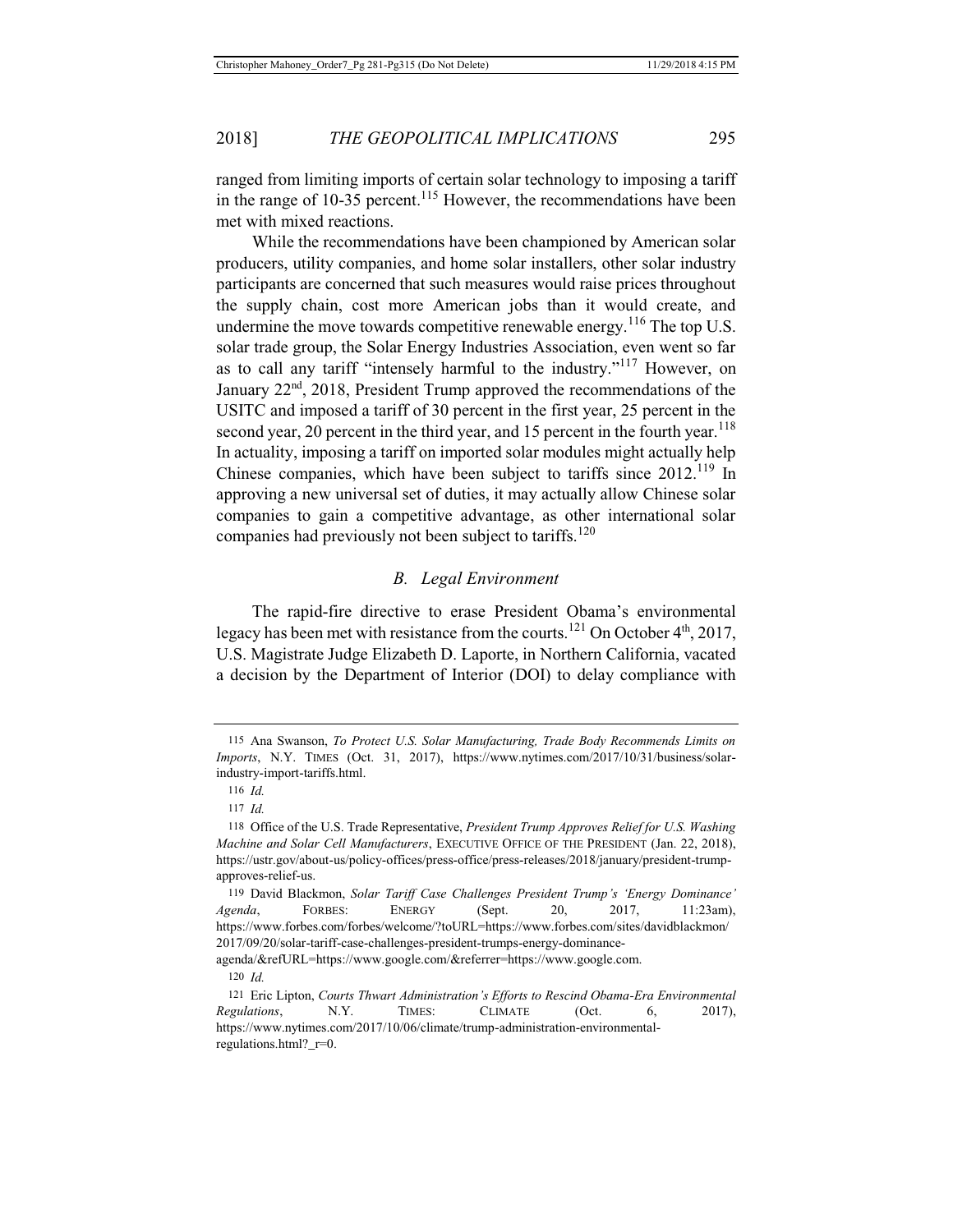ranged from limiting imports of certain solar technology to imposing a tariff in the range of 10-35 percent.[115] However, the recommendations have been met with mixed reactions.

While the recommendations have been championed by American solar producers, utility companies, and home solar installers, other solar industry participants are concerned that such measures would raise prices throughout the supply chain, cost more American jobs than it would create, and undermine the move towards competitive renewable energy.[116] The top U.S. solar trade group, the Solar Energy Industries Association, even went so far as to call any tariff "intensely harmful to the industry."[117] However, on January 22nd, 2018, President Trump approved the recommendations of the USITC and imposed a tariff of 30 percent in the first year, 25 percent in the second year, 20 percent in the third year, and 15 percent in the fourth year.[118] In actuality, imposing a tariff on imported solar modules might actually help Chinese companies, which have been subject to tariffs since 2012.[119] In approving a new universal set of duties, it may actually allow Chinese solar companies to gain a competitive advantage, as other international solar companies had previously not been subject to tariffs.[120]

### *B. Legal Environment*

The rapid-fire directive to erase President Obama's environmental legacy has been met with resistance from the courts.[121] On October 4th, 2017, U.S. Magistrate Judge Elizabeth D. Laporte, in Northern California, vacated a decision by the Department of Interior (DOI) to delay compliance with

---

115 Ana Swanson, *To Protect U.S. Solar Manufacturing, Trade Body Recommends Limits on Imports*, N.Y. TIMES (Oct. 31, 2017), https://www.nytimes.com/2017/10/31/business/solar-industry-import-tariffs.html.

116 *Id.*

117 *Id.*

118 Office of the U.S. Trade Representative, *President Trump Approves Relief for U.S. Washing Machine and Solar Cell Manufacturers*, EXECUTIVE OFFICE OF THE PRESIDENT (Jan. 22, 2018), https://ustr.gov/about-us/policy-offices/press-office/press-releases/2018/january/president-trump-approves-relief-us.

119 David Blackmon, *Solar Tariff Case Challenges President Trump's 'Energy Dominance' Agenda*, FORBES: ENERGY (Sept. 20, 2017, 11:23am), https://www.forbes.com/forbes/welcome/?toURL=https://www.forbes.com/sites/davidblackmon/2017/09/20/solar-tariff-case-challenges-president-trumps-energy-dominance-agenda/&refURL=https://www.google.com/&referrer=https://www.google.com.

120 *Id.*

121 Eric Lipton, *Courts Thwart Administration's Efforts to Rescind Obama-Era Environmental Regulations*, N.Y. TIMES: CLIMATE (Oct. 6, 2017), https://www.nytimes.com/2017/10/06/climate/trump-administration-environmental-regulations.html?_r=0.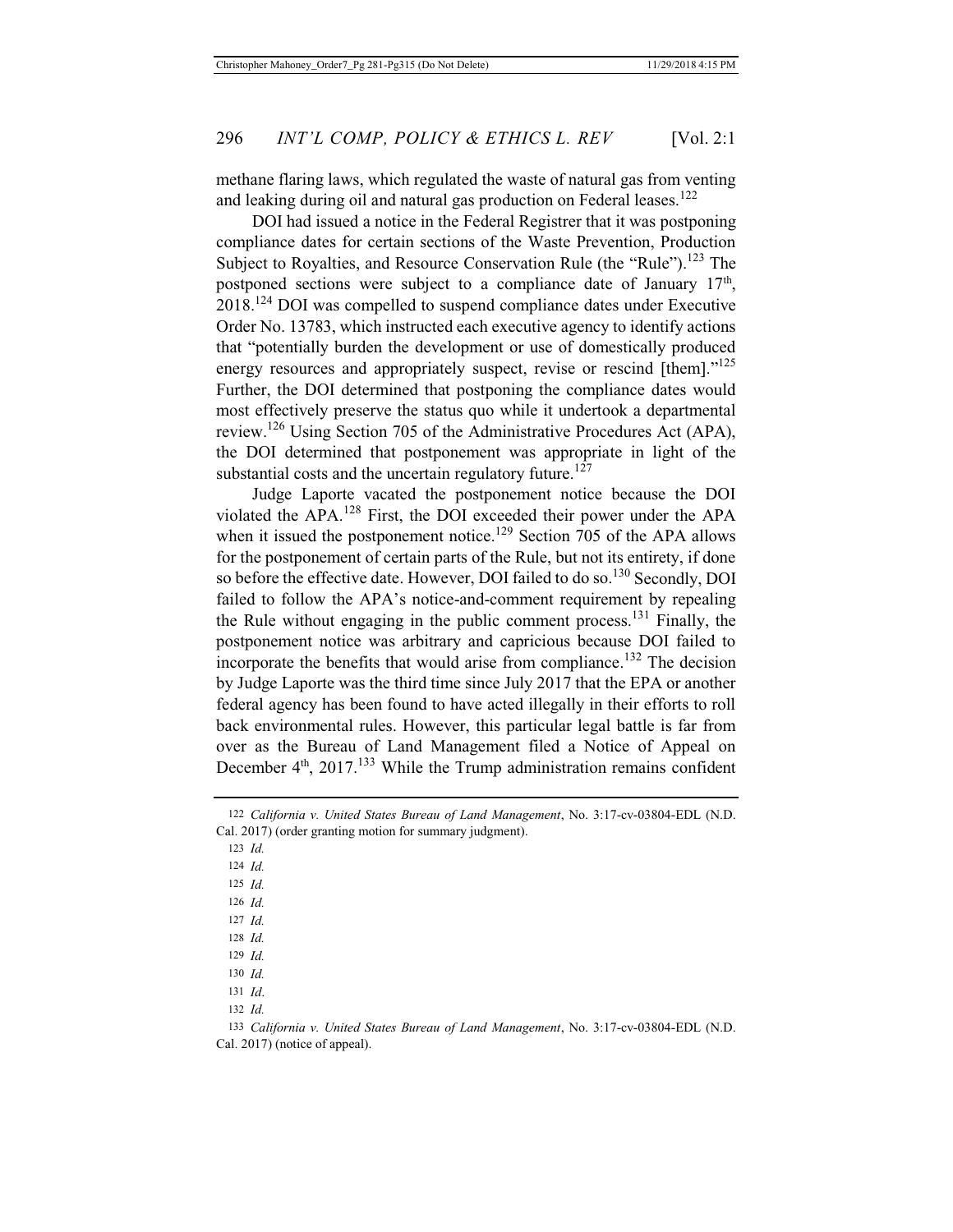methane flaring laws, which regulated the waste of natural gas from venting and leaking during oil and natural gas production on Federal leases.[122]

DOI had issued a notice in the Federal Registrer that it was postponing compliance dates for certain sections of the Waste Prevention, Production Subject to Royalties, and Resource Conservation Rule (the "Rule").[123] The postponed sections were subject to a compliance date of January 17th, 2018.[124] DOI was compelled to suspend compliance dates under Executive Order No. 13783, which instructed each executive agency to identify actions that "potentially burden the development or use of domestically produced energy resources and appropriately suspect, revise or rescind [them]."[125] Further, the DOI determined that postponing the compliance dates would most effectively preserve the status quo while it undertook a departmental review.[126] Using Section 705 of the Administrative Procedures Act (APA), the DOI determined that postponement was appropriate in light of the substantial costs and the uncertain regulatory future.[127]

Judge Laporte vacated the postponement notice because the DOI violated the APA.[128] First, the DOI exceeded their power under the APA when it issued the postponement notice.[129] Section 705 of the APA allows for the postponement of certain parts of the Rule, but not its entirety, if done so before the effective date. However, DOI failed to do so.[130] Secondly, DOI failed to follow the APA's notice-and-comment requirement by repealing the Rule without engaging in the public comment process.[131] Finally, the postponement notice was arbitrary and capricious because DOI failed to incorporate the benefits that would arise from compliance.[132] The decision by Judge Laporte was the third time since July 2017 that the EPA or another federal agency has been found to have acted illegally in their efforts to roll back environmental rules. However, this particular legal battle is far from over as the Bureau of Land Management filed a Notice of Appeal on December 4th, 2017.[133] While the Trump administration remains confident

---

122 *California v. United States Bureau of Land Management*, No. 3:17-cv-03804-EDL (N.D. Cal. 2017) (order granting motion for summary judgment).

123 *Id.*

124 *Id.*

125 *Id.*

126 *Id.*

127 *Id.*

128 *Id.*

129 *Id.*

130 *Id.*

131 *Id*.

132 *Id.*

133 *California v. United States Bureau of Land Management*, No. 3:17-cv-03804-EDL (N.D. Cal. 2017) (notice of appeal).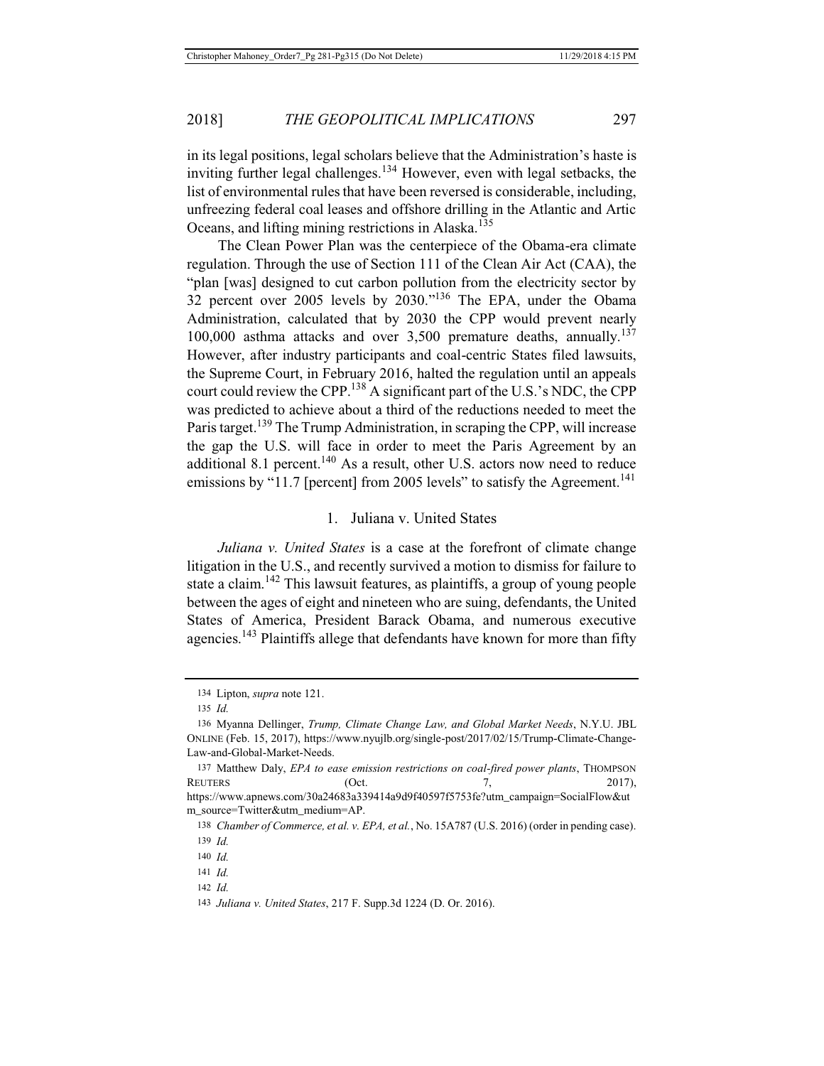in its legal positions, legal scholars believe that the Administration's haste is inviting further legal challenges.[134] However, even with legal setbacks, the list of environmental rules that have been reversed is considerable, including, unfreezing federal coal leases and offshore drilling in the Atlantic and Artic Oceans, and lifting mining restrictions in Alaska.[135]

The Clean Power Plan was the centerpiece of the Obama-era climate regulation. Through the use of Section 111 of the Clean Air Act (CAA), the "plan [was] designed to cut carbon pollution from the electricity sector by 32 percent over 2005 levels by 2030."[136] The EPA, under the Obama Administration, calculated that by 2030 the CPP would prevent nearly 100,000 asthma attacks and over 3,500 premature deaths, annually.[137] However, after industry participants and coal-centric States filed lawsuits, the Supreme Court, in February 2016, halted the regulation until an appeals court could review the CPP.[138] A significant part of the U.S.'s NDC, the CPP was predicted to achieve about a third of the reductions needed to meet the Paris target.[139] The Trump Administration, in scraping the CPP, will increase the gap the U.S. will face in order to meet the Paris Agreement by an additional 8.1 percent.[140] As a result, other U.S. actors now need to reduce emissions by "11.7 [percent] from 2005 levels" to satisfy the Agreement.[141]

### 1. Juliana v. United States

*Juliana v. United States* is a case at the forefront of climate change litigation in the U.S., and recently survived a motion to dismiss for failure to state a claim.[142] This lawsuit features, as plaintiffs, a group of young people between the ages of eight and nineteen who are suing, defendants, the United States of America, President Barack Obama, and numerous executive agencies.[143] Plaintiffs allege that defendants have known for more than fifty

---

134 Lipton, *supra* note 121.

135 *Id.*

136 Myanna Dellinger, *Trump, Climate Change Law, and Global Market Needs*, N.Y.U. JBL ONLINE (Feb. 15, 2017), https://www.nyujlb.org/single-post/2017/02/15/Trump-Climate-Change-Law-and-Global-Market-Needs.

137 Matthew Daly, *EPA to ease emission restrictions on coal-fired power plants*, THOMPSON REUTERS (Oct. 7, 2017), https://www.apnews.com/30a24683a339414a9d9f40597f5753fe?utm_campaign=SocialFlow&utm_source=Twitter&utm_medium=AP.

138 *Chamber of Commerce, et al. v. EPA, et al.*, No. 15A787 (U.S. 2016) (order in pending case).

139 *Id.*

140 *Id.*

141 *Id.*

142 *Id.*

143 *Juliana v. United States*, 217 F. Supp.3d 1224 (D. Or. 2016).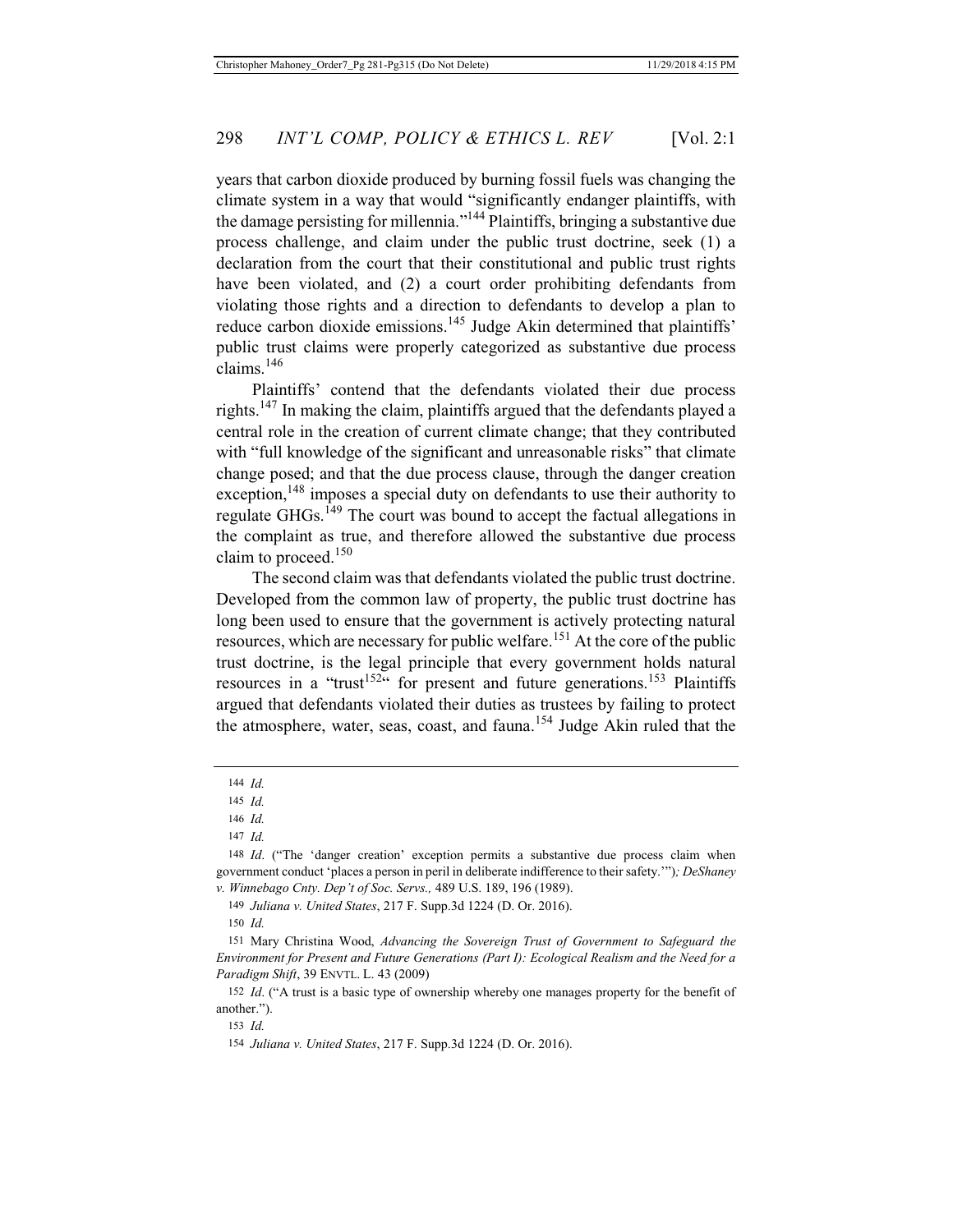years that carbon dioxide produced by burning fossil fuels was changing the climate system in a way that would "significantly endanger plaintiffs, with the damage persisting for millennia."[144] Plaintiffs, bringing a substantive due process challenge, and claim under the public trust doctrine, seek (1) a declaration from the court that their constitutional and public trust rights have been violated, and (2) a court order prohibiting defendants from violating those rights and a direction to defendants to develop a plan to reduce carbon dioxide emissions.[145] Judge Akin determined that plaintiffs' public trust claims were properly categorized as substantive due process claims.[146]

Plaintiffs' contend that the defendants violated their due process rights.[147] In making the claim, plaintiffs argued that the defendants played a central role in the creation of current climate change; that they contributed with "full knowledge of the significant and unreasonable risks" that climate change posed; and that the due process clause, through the danger creation exception,[148] imposes a special duty on defendants to use their authority to regulate GHGs.[149] The court was bound to accept the factual allegations in the complaint as true, and therefore allowed the substantive due process claim to proceed.[150]

The second claim was that defendants violated the public trust doctrine. Developed from the common law of property, the public trust doctrine has long been used to ensure that the government is actively protecting natural resources, which are necessary for public welfare.[151] At the core of the public trust doctrine, is the legal principle that every government holds natural resources in a "trust[152]" for present and future generations.[153] Plaintiffs argued that defendants violated their duties as trustees by failing to protect the atmosphere, water, seas, coast, and fauna.[154] Judge Akin ruled that the

---

144 *Id.*

145 *Id.*

146 *Id.*

147 *Id.*

148 *Id*. ("The 'danger creation' exception permits a substantive due process claim when government conduct 'places a person in peril in deliberate indifference to their safety.'")*; DeShaney v. Winnebago Cnty. Dep't of Soc. Servs.,* 489 U.S. 189, 196 (1989).

149 *Juliana v. United States*, 217 F. Supp.3d 1224 (D. Or. 2016).

150 *Id.*

151 Mary Christina Wood, *Advancing the Sovereign Trust of Government to Safeguard the Environment for Present and Future Generations (Part I): Ecological Realism and the Need for a Paradigm Shift*, 39 ENVTL. L. 43 (2009)

152 *Id*. ("A trust is a basic type of ownership whereby one manages property for the benefit of another.").

153 *Id.*

154 *Juliana v. United States*, 217 F. Supp.3d 1224 (D. Or. 2016).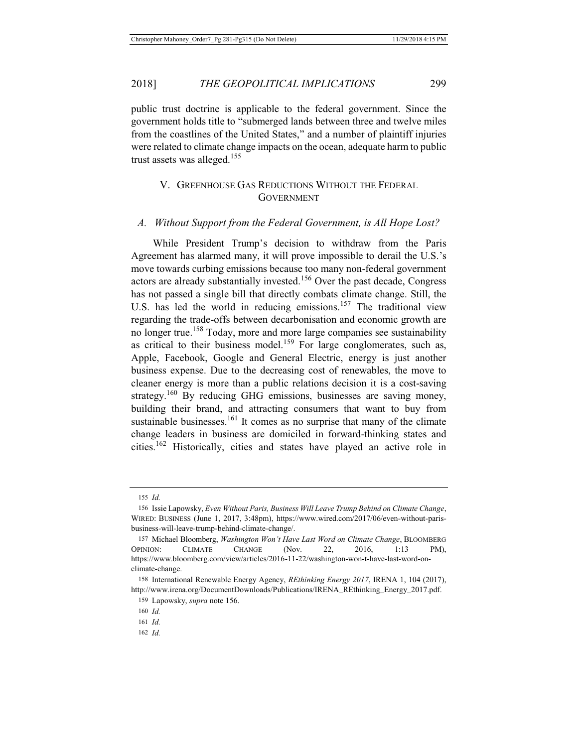public trust doctrine is applicable to the federal government. Since the government holds title to "submerged lands between three and twelve miles from the coastlines of the United States," and a number of plaintiff injuries were related to climate change impacts on the ocean, adequate harm to public trust assets was alleged.[155]

## V. GREENHOUSE GAS REDUCTIONS WITHOUT THE FEDERAL GOVERNMENT

### *A. Without Support from the Federal Government, is All Hope Lost?*

While President Trump's decision to withdraw from the Paris Agreement has alarmed many, it will prove impossible to derail the U.S.'s move towards curbing emissions because too many non-federal government actors are already substantially invested.[156] Over the past decade, Congress has not passed a single bill that directly combats climate change. Still, the U.S. has led the world in reducing emissions.[157] The traditional view regarding the trade-offs between decarbonisation and economic growth are no longer true.[158] Today, more and more large companies see sustainability as critical to their business model.[159] For large conglomerates, such as, Apple, Facebook, Google and General Electric, energy is just another business expense. Due to the decreasing cost of renewables, the move to cleaner energy is more than a public relations decision it is a cost-saving strategy.[160] By reducing GHG emissions, businesses are saving money, building their brand, and attracting consumers that want to buy from sustainable businesses.[161] It comes as no surprise that many of the climate change leaders in business are domiciled in forward-thinking states and cities.[162] Historically, cities and states have played an active role in

---

155 *Id.*

156 Issie Lapowsky, *Even Without Paris, Business Will Leave Trump Behind on Climate Change*, WIRED: BUSINESS (June 1, 2017, 3:48pm), https://www.wired.com/2017/06/even-without-paris-business-will-leave-trump-behind-climate-change/.

157 Michael Bloomberg, *Washington Won't Have Last Word on Climate Change*, BLOOMBERG OPINION: CLIMATE CHANGE (Nov. 22, 2016, 1:13 PM), https://www.bloomberg.com/view/articles/2016-11-22/washington-won-t-have-last-word-on-climate-change.

158 International Renewable Energy Agency, *REthinking Energy 2017*, IRENA 1, 104 (2017), http://www.irena.org/DocumentDownloads/Publications/IRENA_REthinking_Energy_2017.pdf.

159 Lapowsky, *supra* note 156.

160 *Id.*

161 *Id.*

162 *Id.*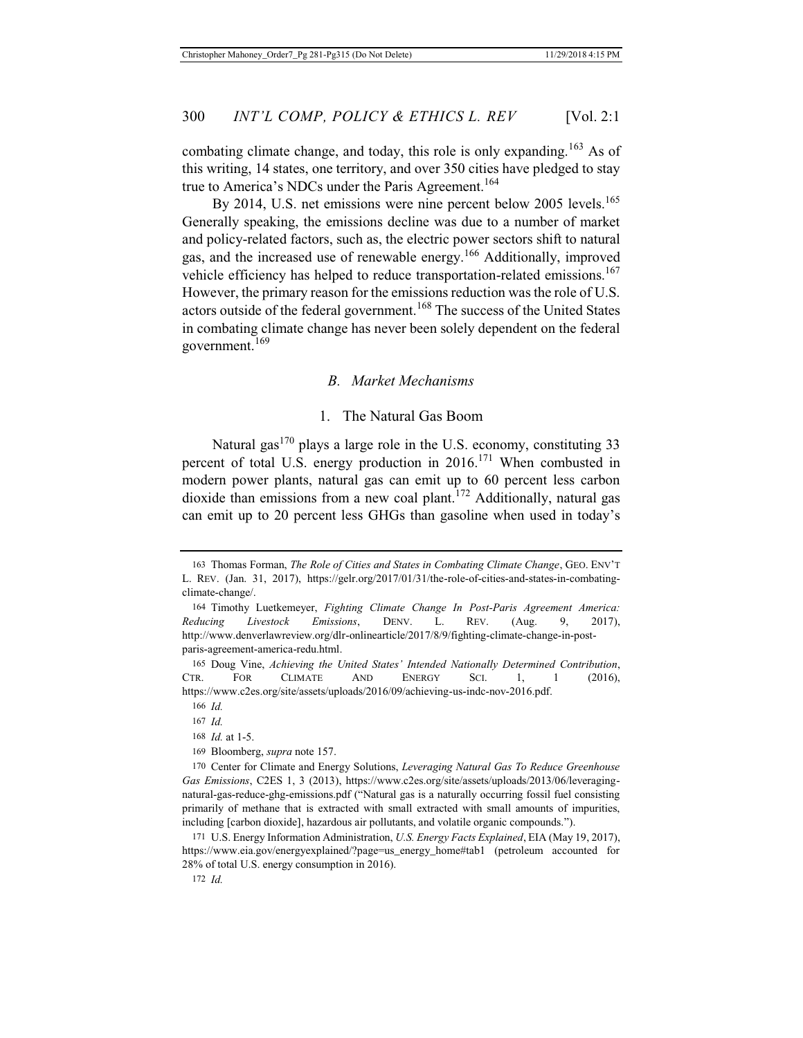combating climate change, and today, this role is only expanding.[163] As of this writing, 14 states, one territory, and over 350 cities have pledged to stay true to America's NDCs under the Paris Agreement.[164]

By 2014, U.S. net emissions were nine percent below 2005 levels.[165] Generally speaking, the emissions decline was due to a number of market and policy-related factors, such as, the electric power sectors shift to natural gas, and the increased use of renewable energy.[166] Additionally, improved vehicle efficiency has helped to reduce transportation-related emissions.[167] However, the primary reason for the emissions reduction was the role of U.S. actors outside of the federal government.[168] The success of the United States in combating climate change has never been solely dependent on the federal government.[169]

### *B. Market Mechanisms*

#### 1. The Natural Gas Boom

Natural gas[170] plays a large role in the U.S. economy, constituting 33 percent of total U.S. energy production in 2016.[171] When combusted in modern power plants, natural gas can emit up to 60 percent less carbon dioxide than emissions from a new coal plant.[172] Additionally, natural gas can emit up to 20 percent less GHGs than gasoline when used in today's

---

163 Thomas Forman, *The Role of Cities and States in Combating Climate Change*, GEO. ENV'T L. REV. (Jan. 31, 2017), https://gelr.org/2017/01/31/the-role-of-cities-and-states-in-combating-climate-change/.

164 Timothy Luetkemeyer, *Fighting Climate Change In Post-Paris Agreement America: Reducing Livestock Emissions*, DENV. L. REV. (Aug. 9, 2017), http://www.denverlawreview.org/dlr-onlinearticle/2017/8/9/fighting-climate-change-in-post-paris-agreement-america-redu.html.

165 Doug Vine, *Achieving the United States' Intended Nationally Determined Contribution*, CTR. FOR CLIMATE AND ENERGY SCI. 1, 1 (2016), https://www.c2es.org/site/assets/uploads/2016/09/achieving-us-indc-nov-2016.pdf.

166 *Id.*

167 *Id.*

168 *Id.* at 1-5.

169 Bloomberg, *supra* note 157.

170 Center for Climate and Energy Solutions, *Leveraging Natural Gas To Reduce Greenhouse Gas Emissions*, C2ES 1, 3 (2013), https://www.c2es.org/site/assets/uploads/2013/06/leveraging-natural-gas-reduce-ghg-emissions.pdf ("Natural gas is a naturally occurring fossil fuel consisting primarily of methane that is extracted with small extracted with small amounts of impurities, including [carbon dioxide], hazardous air pollutants, and volatile organic compounds.").

171 U.S. Energy Information Administration, *U.S. Energy Facts Explained*, EIA (May 19, 2017), https://www.eia.gov/energyexplained/?page=us_energy_home#tab1 (petroleum accounted for 28% of total U.S. energy consumption in 2016).

172 *Id.*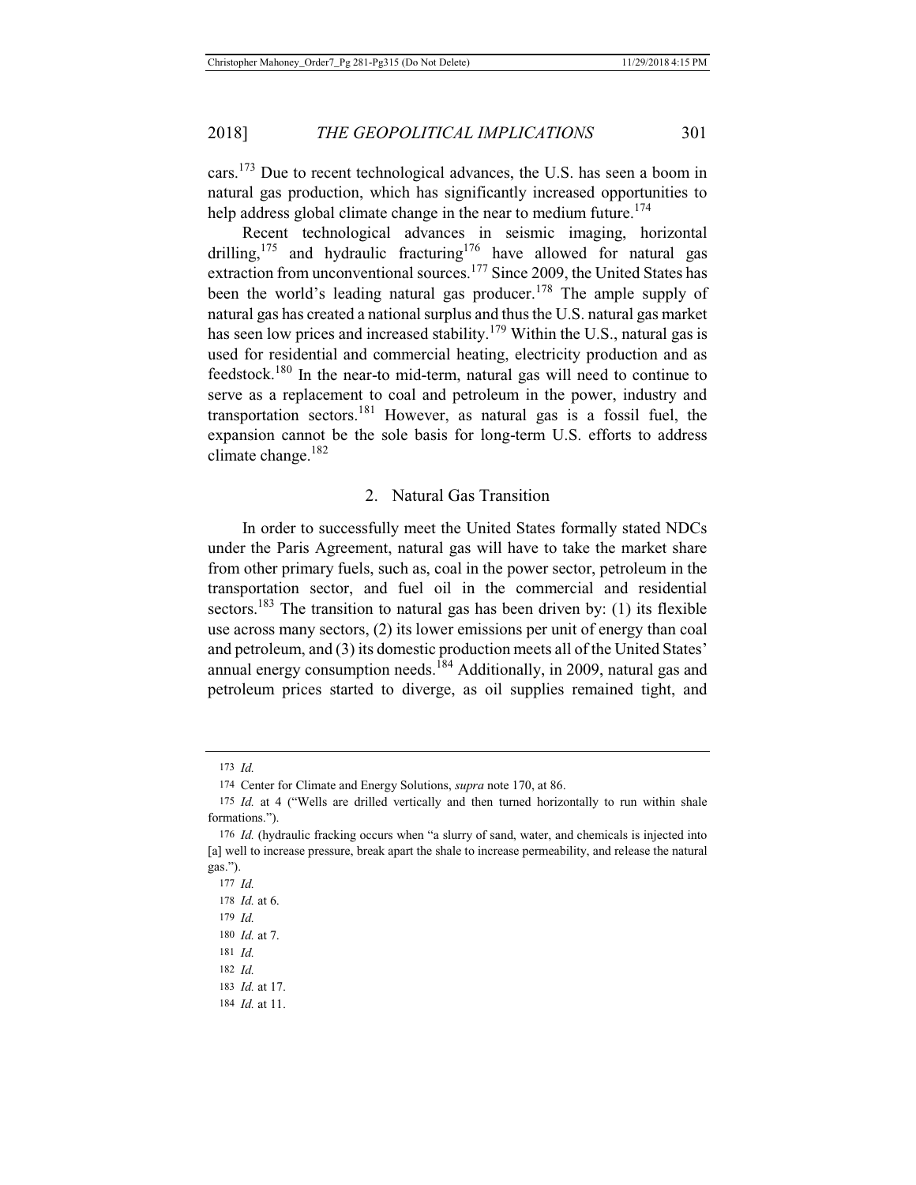cars.[173] Due to recent technological advances, the U.S. has seen a boom in natural gas production, which has significantly increased opportunities to help address global climate change in the near to medium future.[174]

Recent technological advances in seismic imaging, horizontal drilling,[175] and hydraulic fracturing[176] have allowed for natural gas extraction from unconventional sources.[177] Since 2009, the United States has been the world's leading natural gas producer.[178] The ample supply of natural gas has created a national surplus and thus the U.S. natural gas market has seen low prices and increased stability.[179] Within the U.S., natural gas is used for residential and commercial heating, electricity production and as feedstock.[180] In the near-to mid-term, natural gas will need to continue to serve as a replacement to coal and petroleum in the power, industry and transportation sectors.[181] However, as natural gas is a fossil fuel, the expansion cannot be the sole basis for long-term U.S. efforts to address climate change.[182]

### 2. Natural Gas Transition

In order to successfully meet the United States formally stated NDCs under the Paris Agreement, natural gas will have to take the market share from other primary fuels, such as, coal in the power sector, petroleum in the transportation sector, and fuel oil in the commercial and residential sectors.[183] The transition to natural gas has been driven by: (1) its flexible use across many sectors, (2) its lower emissions per unit of energy than coal and petroleum, and (3) its domestic production meets all of the United States' annual energy consumption needs.[184] Additionally, in 2009, natural gas and petroleum prices started to diverge, as oil supplies remained tight, and

---

173 *Id.*

174 Center for Climate and Energy Solutions, *supra* note 170, at 86.

175 *Id.* at 4 ("Wells are drilled vertically and then turned horizontally to run within shale formations.").

176 *Id.* (hydraulic fracking occurs when "a slurry of sand, water, and chemicals is injected into [a] well to increase pressure, break apart the shale to increase permeability, and release the natural gas.").

177 *Id.*

178 *Id.* at 6.

179 *Id.*

180 *Id.* at 7.

181 *Id.*

182 *Id.*

183 *Id.* at 17.

184 *Id.* at 11.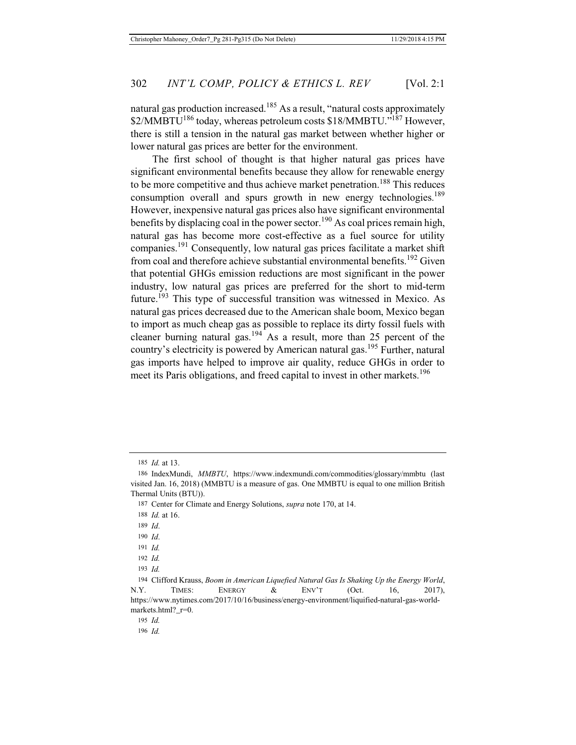natural gas production increased.[185] As a result, "natural costs approximately $2/MMBTU[186] today, whereas petroleum costs $18/MMBTU."[187] However, there is still a tension in the natural gas market between whether higher or lower natural gas prices are better for the environment.

The first school of thought is that higher natural gas prices have significant environmental benefits because they allow for renewable energy to be more competitive and thus achieve market penetration.[188] This reduces consumption overall and spurs growth in new energy technologies.[189] However, inexpensive natural gas prices also have significant environmental benefits by displacing coal in the power sector.[190] As coal prices remain high, natural gas has become more cost-effective as a fuel source for utility companies.[191] Consequently, low natural gas prices facilitate a market shift from coal and therefore achieve substantial environmental benefits.[192] Given that potential GHGs emission reductions are most significant in the power industry, low natural gas prices are preferred for the short to mid-term future.[193] This type of successful transition was witnessed in Mexico. As natural gas prices decreased due to the American shale boom, Mexico began to import as much cheap gas as possible to replace its dirty fossil fuels with cleaner burning natural gas.[194] As a result, more than 25 percent of the country's electricity is powered by American natural gas.[195] Further, natural gas imports have helped to improve air quality, reduce GHGs in order to meet its Paris obligations, and freed capital to invest in other markets.[196]

---

185 *Id.* at 13.

186 IndexMundi, *MMBTU*, https://www.indexmundi.com/commodities/glossary/mmbtu (last visited Jan. 16, 2018) (MMBTU is a measure of gas. One MMBTU is equal to one million British Thermal Units (BTU)).

187 Center for Climate and Energy Solutions, *supra* note 170, at 14.

188 *Id.* at 16.

189 *Id*.

190 *Id*.

191 *Id.*

192 *Id.*

193 *Id.*

194 Clifford Krauss, *Boom in American Liquefied Natural Gas Is Shaking Up the Energy World*, N.Y. TIMES: ENERGY & ENV'T (Oct. 16, 2017), https://www.nytimes.com/2017/10/16/business/energy-environment/liquified-natural-gas-world-markets.html?_r=0.

195 *Id.*

196 *Id.*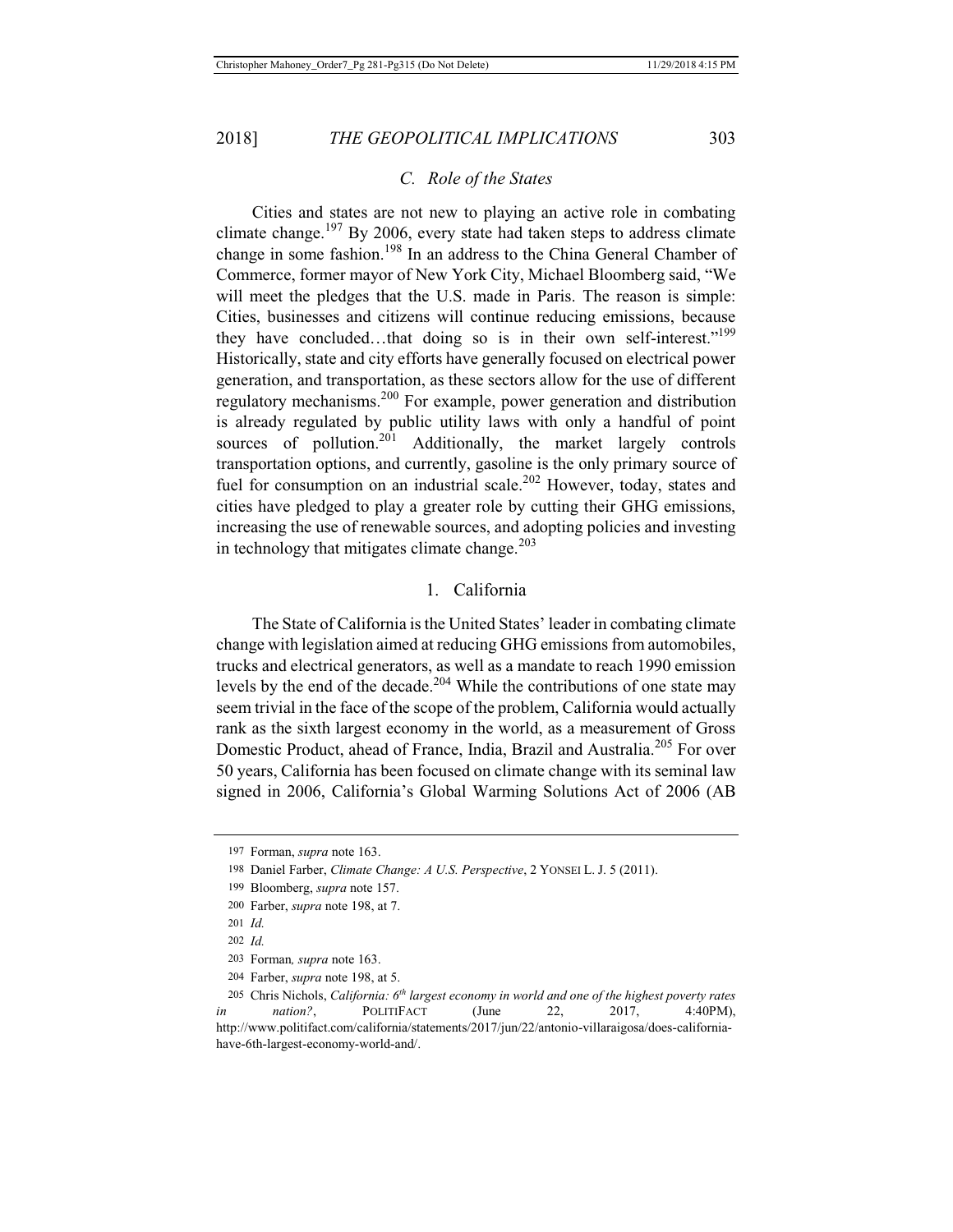### C. Role of the States

Cities and states are not new to playing an active role in combating climate change.[197] By 2006, every state had taken steps to address climate change in some fashion.[198] In an address to the China General Chamber of Commerce, former mayor of New York City, Michael Bloomberg said, "We will meet the pledges that the U.S. made in Paris. The reason is simple: Cities, businesses and citizens will continue reducing emissions, because they have concluded…that doing so is in their own self-interest."[199] Historically, state and city efforts have generally focused on electrical power generation, and transportation, as these sectors allow for the use of different regulatory mechanisms.[200] For example, power generation and distribution is already regulated by public utility laws with only a handful of point sources of pollution.[201] Additionally, the market largely controls transportation options, and currently, gasoline is the only primary source of fuel for consumption on an industrial scale.[202] However, today, states and cities have pledged to play a greater role by cutting their GHG emissions, increasing the use of renewable sources, and adopting policies and investing in technology that mitigates climate change.[203]

#### 1. California

The State of California is the United States' leader in combating climate change with legislation aimed at reducing GHG emissions from automobiles, trucks and electrical generators, as well as a mandate to reach 1990 emission levels by the end of the decade.[204] While the contributions of one state may seem trivial in the face of the scope of the problem, California would actually rank as the sixth largest economy in the world, as a measurement of Gross Domestic Product, ahead of France, India, Brazil and Australia.[205] For over 50 years, California has been focused on climate change with its seminal law signed in 2006, California's Global Warming Solutions Act of 2006 (AB

---

197 Forman, *supra* note 163.

198 Daniel Farber, *Climate Change: A U.S. Perspective*, 2 YONSEI L. J. 5 (2011).

199 Bloomberg, *supra* note 157.

200 Farber, *supra* note 198, at 7.

201 *Id.*

202 *Id.*

203 Forman*, supra* note 163.

204 Farber, *supra* note 198, at 5.

205 Chris Nichols, *California: 6th largest economy in world and one of the highest poverty rates in nation?*, POLITIFACT (June 22, 2017, 4:40PM), http://www.politifact.com/california/statements/2017/jun/22/antonio-villaraigosa/does-california-have-6th-largest-economy-world-and/.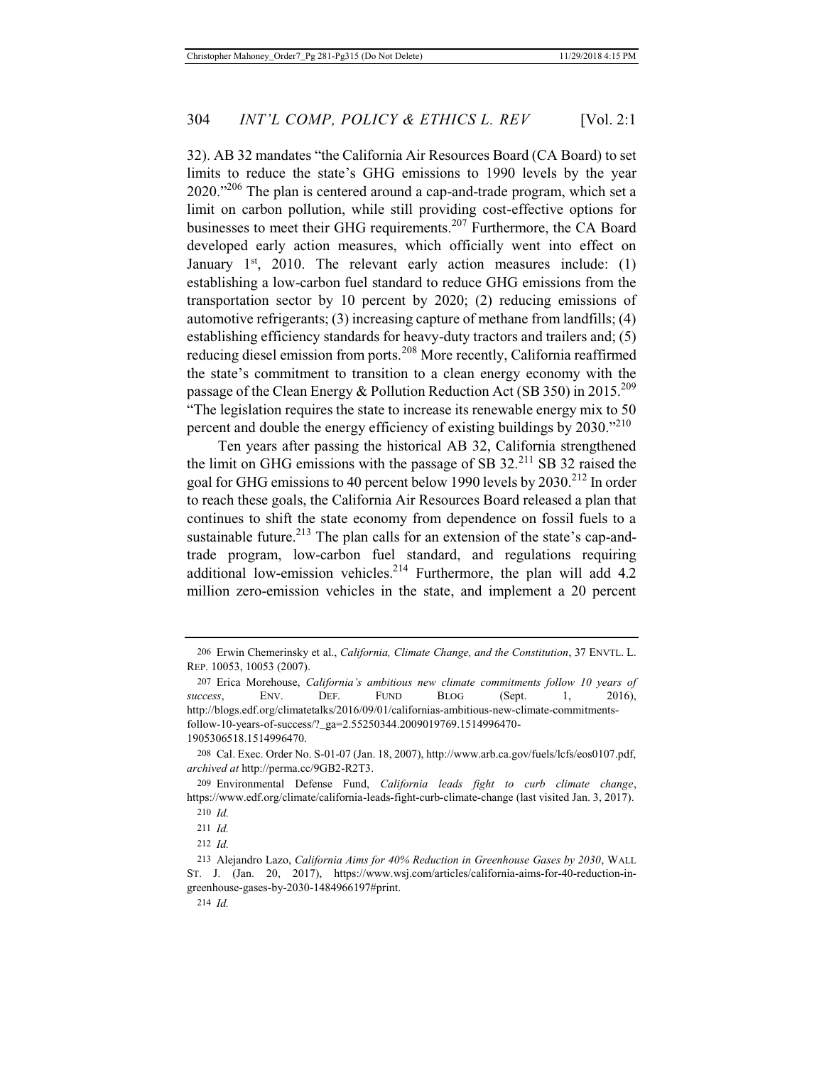32). AB 32 mandates "the California Air Resources Board (CA Board) to set limits to reduce the state's GHG emissions to 1990 levels by the year 2020."[206] The plan is centered around a cap-and-trade program, which set a limit on carbon pollution, while still providing cost-effective options for businesses to meet their GHG requirements.[207] Furthermore, the CA Board developed early action measures, which officially went into effect on January 1st, 2010. The relevant early action measures include: (1) establishing a low-carbon fuel standard to reduce GHG emissions from the transportation sector by 10 percent by 2020; (2) reducing emissions of automotive refrigerants; (3) increasing capture of methane from landfills; (4) establishing efficiency standards for heavy-duty tractors and trailers and; (5) reducing diesel emission from ports.[208] More recently, California reaffirmed the state's commitment to transition to a clean energy economy with the passage of the Clean Energy & Pollution Reduction Act (SB 350) in 2015.[209] "The legislation requires the state to increase its renewable energy mix to 50 percent and double the energy efficiency of existing buildings by 2030."[210]

Ten years after passing the historical AB 32, California strengthened the limit on GHG emissions with the passage of SB 32.[211] SB 32 raised the goal for GHG emissions to 40 percent below 1990 levels by 2030.[212] In order to reach these goals, the California Air Resources Board released a plan that continues to shift the state economy from dependence on fossil fuels to a sustainable future.[213] The plan calls for an extension of the state's cap-and-trade program, low-carbon fuel standard, and regulations requiring additional low-emission vehicles.[214] Furthermore, the plan will add 4.2 million zero-emission vehicles in the state, and implement a 20 percent

---

206 Erwin Chemerinsky et al., *California, Climate Change, and the Constitution*, 37 ENVTL. L. REP. 10053, 10053 (2007).

207 Erica Morehouse, *California's ambitious new climate commitments follow 10 years of success*, ENV. DEF. FUND BLOG (Sept. 1, 2016), http://blogs.edf.org/climatetalks/2016/09/01/californias-ambitious-new-climate-commitments-follow-10-years-of-success/?_ga=2.55250344.2009019769.1514996470-1905306518.1514996470.

208 Cal. Exec. Order No. S-01-07 (Jan. 18, 2007), http://www.arb.ca.gov/fuels/lcfs/eos0107.pdf, *archived at* http://perma.cc/9GB2-R2T3.

209 Environmental Defense Fund, *California leads fight to curb climate change*, https://www.edf.org/climate/california-leads-fight-curb-climate-change (last visited Jan. 3, 2017).

210 *Id.*

211 *Id.*

212 *Id.*

213 Alejandro Lazo, *California Aims for 40% Reduction in Greenhouse Gases by 2030*, WALL ST. J. (Jan. 20, 2017), https://www.wsj.com/articles/california-aims-for-40-reduction-in-greenhouse-gases-by-2030-1484966197#print.

214 *Id.*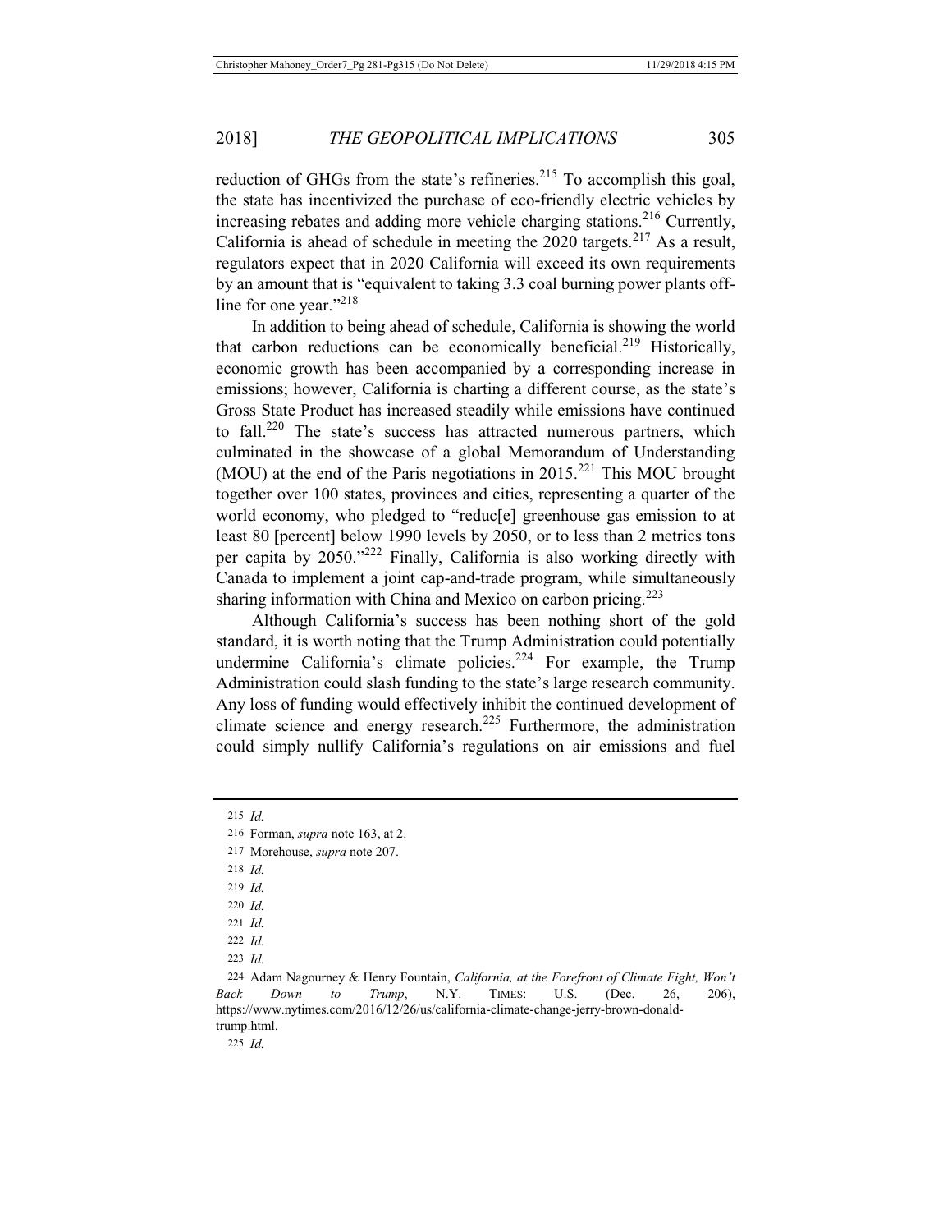reduction of GHGs from the state's refineries.[215] To accomplish this goal, the state has incentivized the purchase of eco-friendly electric vehicles by increasing rebates and adding more vehicle charging stations.[216] Currently, California is ahead of schedule in meeting the 2020 targets.[217] As a result, regulators expect that in 2020 California will exceed its own requirements by an amount that is "equivalent to taking 3.3 coal burning power plants off-line for one year."[218]

In addition to being ahead of schedule, California is showing the world that carbon reductions can be economically beneficial.[219] Historically, economic growth has been accompanied by a corresponding increase in emissions; however, California is charting a different course, as the state's Gross State Product has increased steadily while emissions have continued to fall.[220] The state's success has attracted numerous partners, which culminated in the showcase of a global Memorandum of Understanding (MOU) at the end of the Paris negotiations in 2015.[221] This MOU brought together over 100 states, provinces and cities, representing a quarter of the world economy, who pledged to "reduc[e] greenhouse gas emission to at least 80 [percent] below 1990 levels by 2050, or to less than 2 metrics tons per capita by 2050."[222] Finally, California is also working directly with Canada to implement a joint cap-and-trade program, while simultaneously sharing information with China and Mexico on carbon pricing.[223]

Although California's success has been nothing short of the gold standard, it is worth noting that the Trump Administration could potentially undermine California's climate policies.[224] For example, the Trump Administration could slash funding to the state's large research community. Any loss of funding would effectively inhibit the continued development of climate science and energy research.[225] Furthermore, the administration could simply nullify California's regulations on air emissions and fuel

---

215 *Id.*

216 Forman, *supra* note 163, at 2.

217 Morehouse, *supra* note 207.

218 *Id.*

219 *Id.*

220 *Id.*

221 *Id.*

222 *Id.*

223 *Id.*

224 Adam Nagourney & Henry Fountain, *California, at the Forefront of Climate Fight, Won't Back Down to Trump*, N.Y. TIMES: U.S. (Dec. 26, 206), https://www.nytimes.com/2016/12/26/us/california-climate-change-jerry-brown-donald-trump.html.

225 *Id.*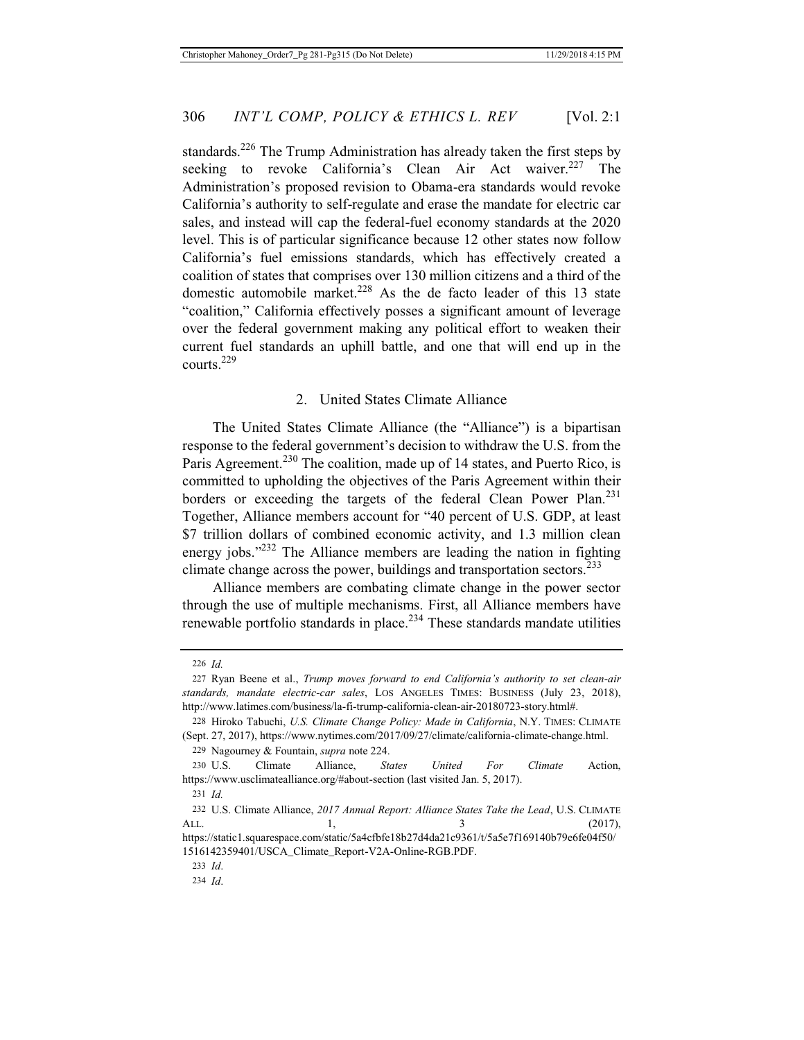standards.[226] The Trump Administration has already taken the first steps by seeking to revoke California's Clean Air Act waiver.[227] The Administration's proposed revision to Obama-era standards would revoke California's authority to self-regulate and erase the mandate for electric car sales, and instead will cap the federal-fuel economy standards at the 2020 level. This is of particular significance because 12 other states now follow California's fuel emissions standards, which has effectively created a coalition of states that comprises over 130 million citizens and a third of the domestic automobile market.[228] As the de facto leader of this 13 state "coalition," California effectively posses a significant amount of leverage over the federal government making any political effort to weaken their current fuel standards an uphill battle, and one that will end up in the courts.[229]

### 2. United States Climate Alliance

The United States Climate Alliance (the "Alliance") is a bipartisan response to the federal government's decision to withdraw the U.S. from the Paris Agreement.[230] The coalition, made up of 14 states, and Puerto Rico, is committed to upholding the objectives of the Paris Agreement within their borders or exceeding the targets of the federal Clean Power Plan.[231] Together, Alliance members account for "40 percent of U.S. GDP, at least $7 trillion dollars of combined economic activity, and 1.3 million clean energy jobs."[232] The Alliance members are leading the nation in fighting climate change across the power, buildings and transportation sectors.[233]

Alliance members are combating climate change in the power sector through the use of multiple mechanisms. First, all Alliance members have renewable portfolio standards in place.[234] These standards mandate utilities

---

226 *Id.*

227 Ryan Beene et al., *Trump moves forward to end California's authority to set clean-air standards, mandate electric-car sales*, LOS ANGELES TIMES: BUSINESS (July 23, 2018), http://www.latimes.com/business/la-fi-trump-california-clean-air-20180723-story.html#.

228 Hiroko Tabuchi, *U.S. Climate Change Policy: Made in California*, N.Y. TIMES: CLIMATE (Sept. 27, 2017), https://www.nytimes.com/2017/09/27/climate/california-climate-change.html.

229 Nagourney & Fountain, *supra* note 224.

230 U.S. Climate Alliance, *States United For Climate* Action, https://www.usclimatealliance.org/#about-section (last visited Jan. 5, 2017).

231 *Id.*

232 U.S. Climate Alliance, *2017 Annual Report: Alliance States Take the Lead*, U.S. CLIMATE ALL. 1, 3 (2017), https://static1.squarespace.com/static/5a4cfbfe18b27d4da21c9361/t/5a5e7f169140b79e6fe04f50/1516142359401/USCA_Climate_Report-V2A-Online-RGB.PDF.

233 *Id*.

234 *Id*.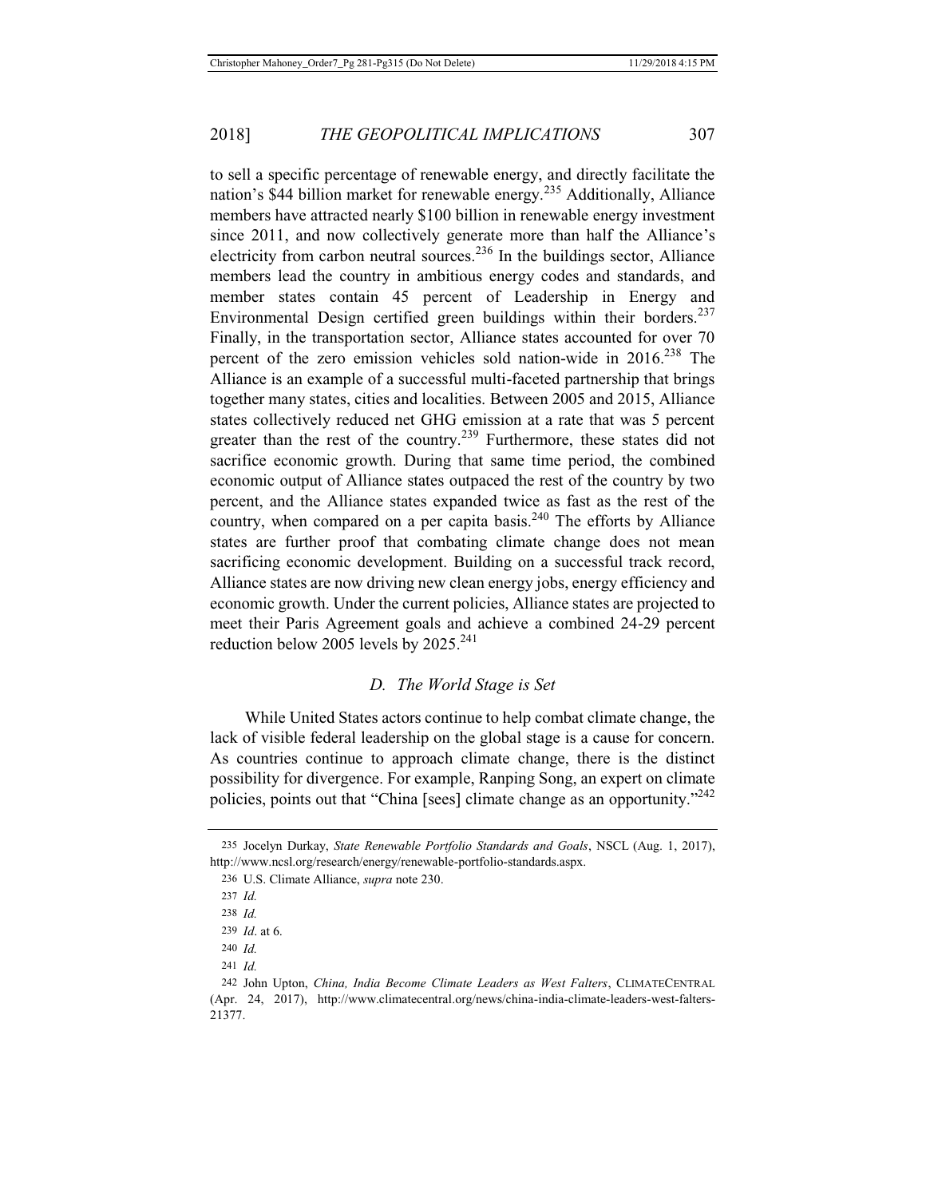to sell a specific percentage of renewable energy, and directly facilitate the nation's $44 billion market for renewable energy.[235] Additionally, Alliance members have attracted nearly $100 billion in renewable energy investment since 2011, and now collectively generate more than half the Alliance's electricity from carbon neutral sources.[236] In the buildings sector, Alliance members lead the country in ambitious energy codes and standards, and member states contain 45 percent of Leadership in Energy and Environmental Design certified green buildings within their borders.[237] Finally, in the transportation sector, Alliance states accounted for over 70 percent of the zero emission vehicles sold nation-wide in 2016.[238] The Alliance is an example of a successful multi-faceted partnership that brings together many states, cities and localities. Between 2005 and 2015, Alliance states collectively reduced net GHG emission at a rate that was 5 percent greater than the rest of the country.[239] Furthermore, these states did not sacrifice economic growth. During that same time period, the combined economic output of Alliance states outpaced the rest of the country by two percent, and the Alliance states expanded twice as fast as the rest of the country, when compared on a per capita basis.[240] The efforts by Alliance states are further proof that combating climate change does not mean sacrificing economic development. Building on a successful track record, Alliance states are now driving new clean energy jobs, energy efficiency and economic growth. Under the current policies, Alliance states are projected to meet their Paris Agreement goals and achieve a combined 24-29 percent reduction below 2005 levels by 2025.[241]

### *D. The World Stage is Set*

While United States actors continue to help combat climate change, the lack of visible federal leadership on the global stage is a cause for concern. As countries continue to approach climate change, there is the distinct possibility for divergence. For example, Ranping Song, an expert on climate policies, points out that "China [sees] climate change as an opportunity."[242]

---

235 Jocelyn Durkay, *State Renewable Portfolio Standards and Goals*, NSCL (Aug. 1, 2017), http://www.ncsl.org/research/energy/renewable-portfolio-standards.aspx.

236 U.S. Climate Alliance, *supra* note 230.

237 *Id.*

238 *Id.*

239 *Id*. at 6.

240 *Id.*

241 *Id.*

242 John Upton, *China, India Become Climate Leaders as West Falters*, CLIMATECENTRAL (Apr. 24, 2017), http://www.climatecentral.org/news/china-india-climate-leaders-west-falters-21377.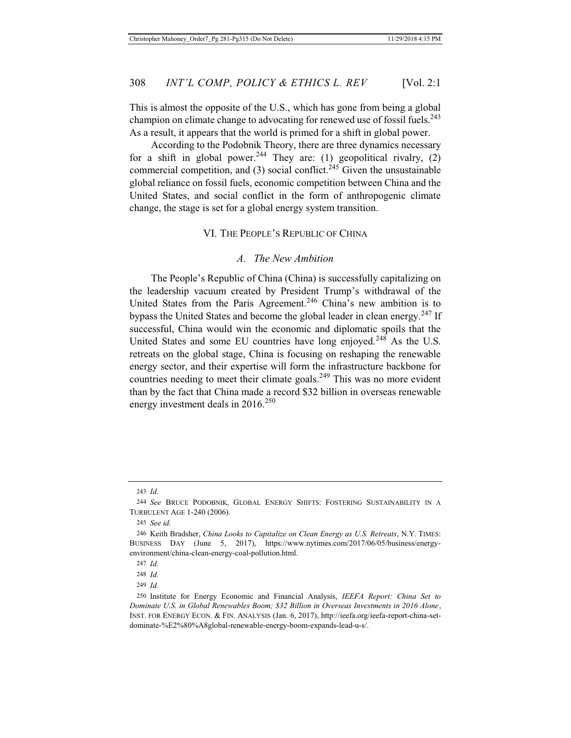This is almost the opposite of the U.S., which has gone from being a global champion on climate change to advocating for renewed use of fossil fuels.[243] As a result, it appears that the world is primed for a shift in global power.

According to the Podobnik Theory, there are three dynamics necessary for a shift in global power.[244] They are: (1) geopolitical rivalry, (2) commercial competition, and (3) social conflict.[245] Given the unsustainable global reliance on fossil fuels, economic competition between China and the United States, and social conflict in the form of anthropogenic climate change, the stage is set for a global energy system transition.

## VI. The People's Republic of China

### *A. The New Ambition*

The People's Republic of China (China) is successfully capitalizing on the leadership vacuum created by President Trump's withdrawal of the United States from the Paris Agreement.[246] China's new ambition is to bypass the United States and become the global leader in clean energy.[247] If successful, China would win the economic and diplomatic spoils that the United States and some EU countries have long enjoyed.[248] As the U.S. retreats on the global stage, China is focusing on reshaping the renewable energy sector, and their expertise will form the infrastructure backbone for countries needing to meet their climate goals.[249] This was no more evident than by the fact that China made a record $32 billion in overseas renewable energy investment deals in 2016.[250]

---

243 *Id.*

244 *See* Bruce Podobnik, Global Energy Shifts: Fostering Sustainability in a Turbulent Age 1-240 (2006).

245 *See id.*

246 Keith Bradsher, *China Looks to Capitalize on Clean Energy as U.S. Retreats*, N.Y. Times: Business Day (June 5, 2017), https://www.nytimes.com/2017/06/05/business/energy-environment/china-clean-energy-coal-pollution.html.

247 *Id.*

248 *Id.*

249 *Id.*

250 Institute for Energy Economic and Financial Analysis, *IEEFA Report: China Set to Dominate U.S. in Global Renewables Boom; $32 Billion in Overseas Investments in 2016 Alone*, Inst. for Energy Econ. & Fin. Analysis (Jan. 6, 2017), http://ieefa.org/ieefa-report-china-set-dominate-%E2%80%A8global-renewable-energy-boom-expands-lead-u-s/.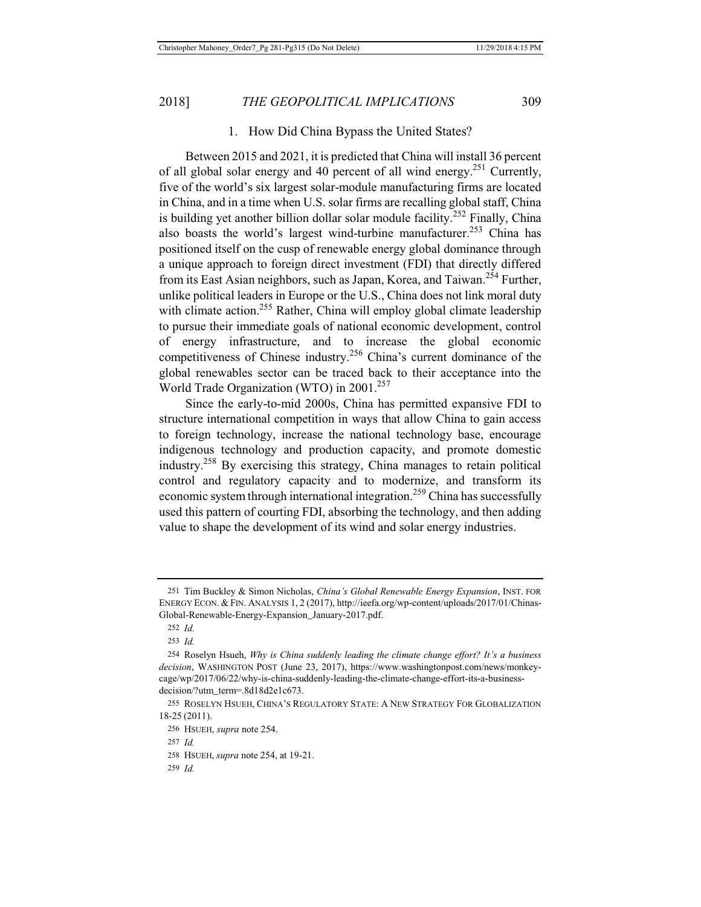### 1. How Did China Bypass the United States?

Between 2015 and 2021, it is predicted that China will install 36 percent of all global solar energy and 40 percent of all wind energy.[251] Currently, five of the world's six largest solar-module manufacturing firms are located in China, and in a time when U.S. solar firms are recalling global staff, China is building yet another billion dollar solar module facility.[252] Finally, China also boasts the world's largest wind-turbine manufacturer.[253] China has positioned itself on the cusp of renewable energy global dominance through a unique approach to foreign direct investment (FDI) that directly differed from its East Asian neighbors, such as Japan, Korea, and Taiwan.[254] Further, unlike political leaders in Europe or the U.S., China does not link moral duty with climate action.[255] Rather, China will employ global climate leadership to pursue their immediate goals of national economic development, control of energy infrastructure, and to increase the global economic competitiveness of Chinese industry.[256] China's current dominance of the global renewables sector can be traced back to their acceptance into the World Trade Organization (WTO) in 2001.[257]

Since the early-to-mid 2000s, China has permitted expansive FDI to structure international competition in ways that allow China to gain access to foreign technology, increase the national technology base, encourage indigenous technology and production capacity, and promote domestic industry.[258] By exercising this strategy, China manages to retain political control and regulatory capacity and to modernize, and transform its economic system through international integration.[259] China has successfully used this pattern of courting FDI, absorbing the technology, and then adding value to shape the development of its wind and solar energy industries.

---

251 Tim Buckley & Simon Nicholas, *China's Global Renewable Energy Expansion*, INST. FOR ENERGY ECON. & FIN. ANALYSIS 1, 2 (2017), http://ieefa.org/wp-content/uploads/2017/01/Chinas-Global-Renewable-Energy-Expansion_January-2017.pdf.

252 *Id.*

253 *Id.*

254 Roselyn Hsueh, *Why is China suddenly leading the climate change effort? It's a business decision*, WASHINGTON POST (June 23, 2017), https://www.washingtonpost.com/news/monkey-cage/wp/2017/06/22/why-is-china-suddenly-leading-the-climate-change-effort-its-a-business-decision/?utm_term=.8d18d2e1c673.

255 ROSELYN HSUEH, CHINA'S REGULATORY STATE: A NEW STRATEGY FOR GLOBALIZATION 18-25 (2011).

256 HSUEH, *supra* note 254.

257 *Id.*

258 HSUEH, *supra* note 254, at 19-21.

259 *Id.*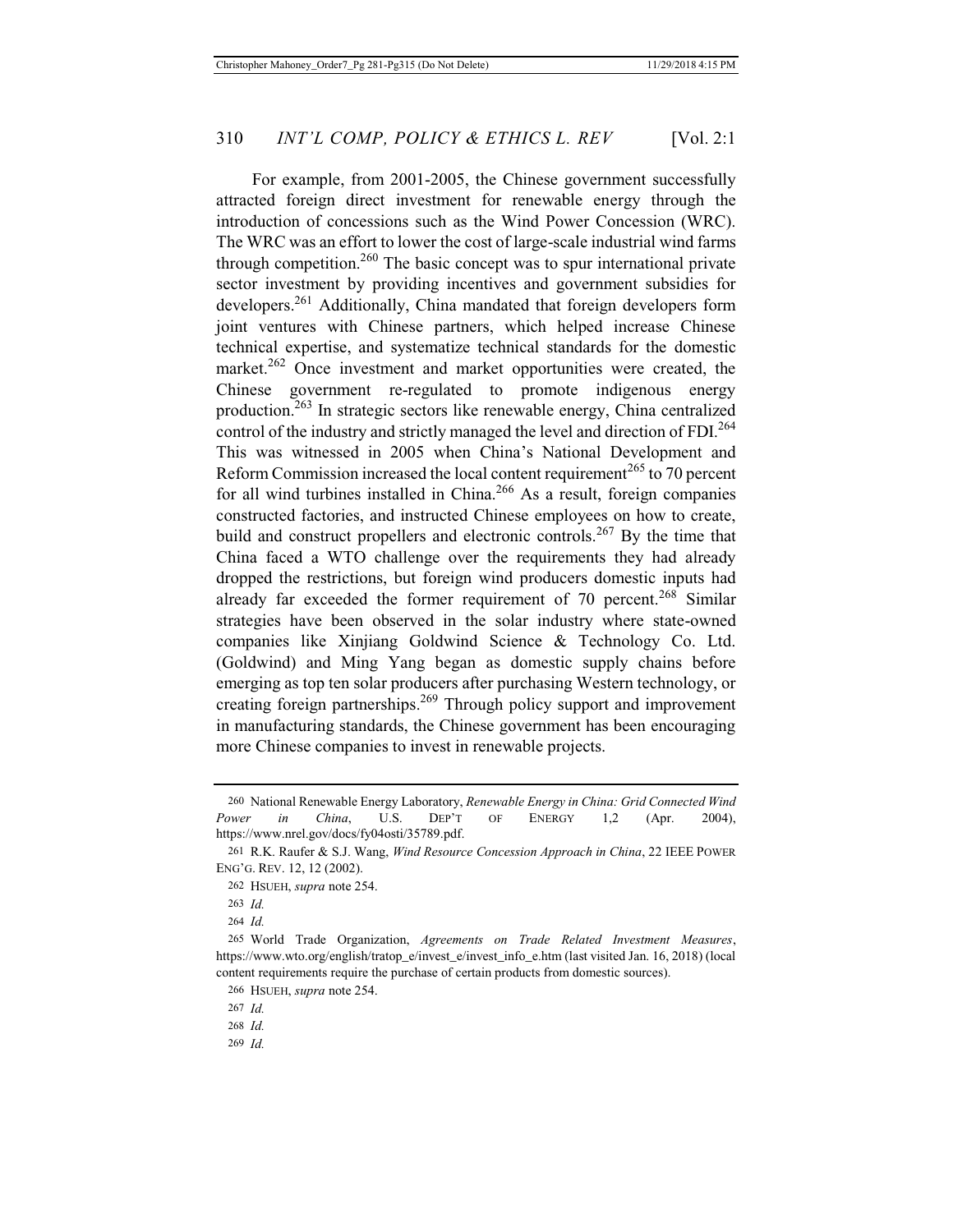For example, from 2001-2005, the Chinese government successfully attracted foreign direct investment for renewable energy through the introduction of concessions such as the Wind Power Concession (WRC). The WRC was an effort to lower the cost of large-scale industrial wind farms through competition.[260] The basic concept was to spur international private sector investment by providing incentives and government subsidies for developers.[261] Additionally, China mandated that foreign developers form joint ventures with Chinese partners, which helped increase Chinese technical expertise, and systematize technical standards for the domestic market.[262] Once investment and market opportunities were created, the Chinese government re-regulated to promote indigenous energy production.[263] In strategic sectors like renewable energy, China centralized control of the industry and strictly managed the level and direction of FDI.[264] This was witnessed in 2005 when China's National Development and Reform Commission increased the local content requirement[265] to 70 percent for all wind turbines installed in China.[266] As a result, foreign companies constructed factories, and instructed Chinese employees on how to create, build and construct propellers and electronic controls.[267] By the time that China faced a WTO challenge over the requirements they had already dropped the restrictions, but foreign wind producers domestic inputs had already far exceeded the former requirement of 70 percent.[268] Similar strategies have been observed in the solar industry where state-owned companies like Xinjiang Goldwind Science & Technology Co. Ltd. (Goldwind) and Ming Yang began as domestic supply chains before emerging as top ten solar producers after purchasing Western technology, or creating foreign partnerships.[269] Through policy support and improvement in manufacturing standards, the Chinese government has been encouraging more Chinese companies to invest in renewable projects.

---

260 National Renewable Energy Laboratory, *Renewable Energy in China: Grid Connected Wind Power in China*, U.S. DEP'T OF ENERGY 1,2 (Apr. 2004), https://www.nrel.gov/docs/fy04osti/35789.pdf.

261 R.K. Raufer & S.J. Wang, *Wind Resource Concession Approach in China*, 22 IEEE POWER ENG'G. REV. 12, 12 (2002).

262 HSUEH, *supra* note 254.

263 *Id.*

264 *Id.*

265 World Trade Organization, *Agreements on Trade Related Investment Measures*, https://www.wto.org/english/tratop_e/invest_e/invest_info_e.htm (last visited Jan. 16, 2018) (local content requirements require the purchase of certain products from domestic sources).

266 HSUEH, *supra* note 254.

267 *Id.*

268 *Id.*

269 *Id.*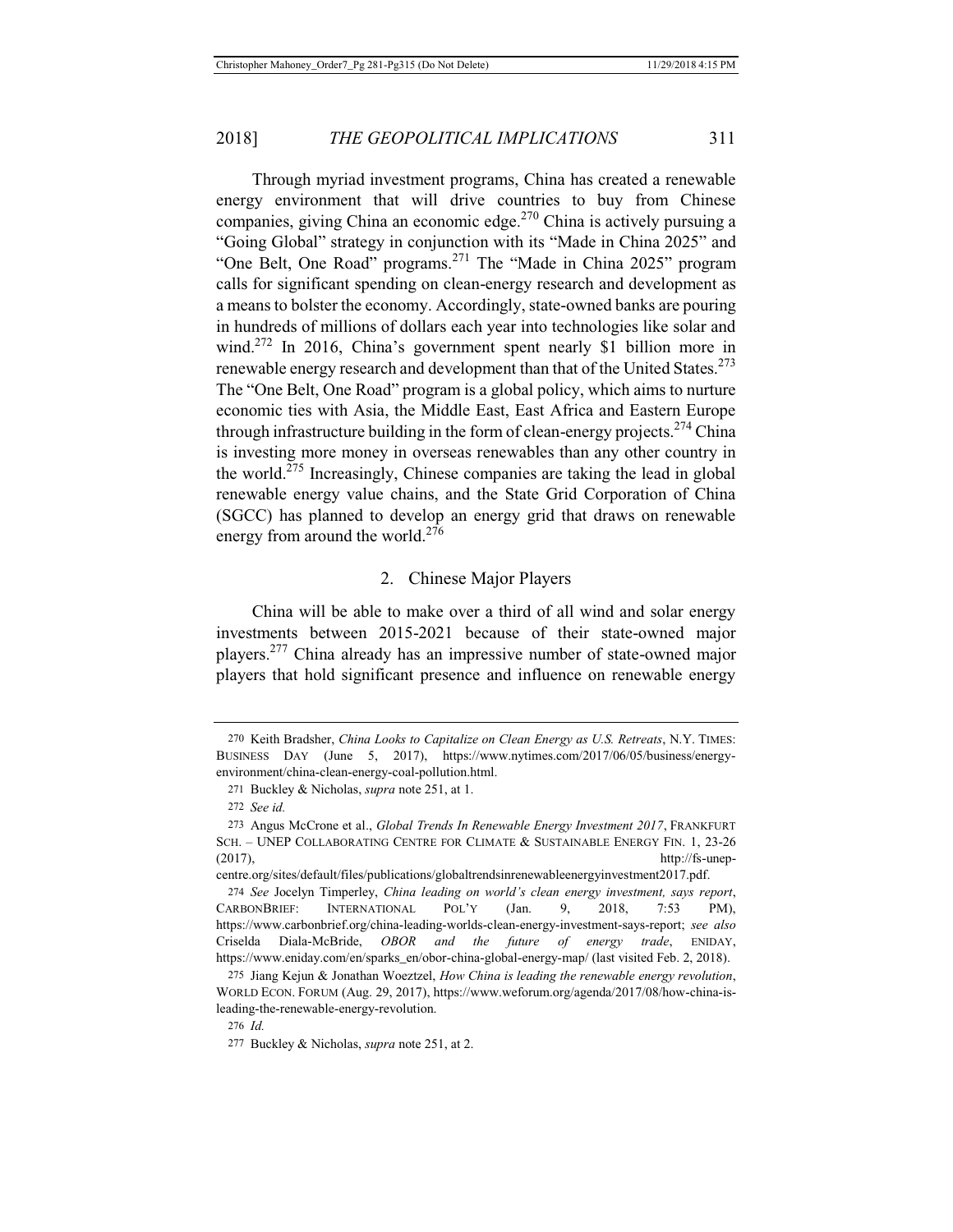Through myriad investment programs, China has created a renewable energy environment that will drive countries to buy from Chinese companies, giving China an economic edge.[270] China is actively pursuing a "Going Global" strategy in conjunction with its "Made in China 2025" and "One Belt, One Road" programs.[271] The "Made in China 2025" program calls for significant spending on clean-energy research and development as a means to bolster the economy. Accordingly, state-owned banks are pouring in hundreds of millions of dollars each year into technologies like solar and wind.[272] In 2016, China's government spent nearly $1 billion more in renewable energy research and development than that of the United States.[273] The "One Belt, One Road" program is a global policy, which aims to nurture economic ties with Asia, the Middle East, East Africa and Eastern Europe through infrastructure building in the form of clean-energy projects.[274] China is investing more money in overseas renewables than any other country in the world.[275] Increasingly, Chinese companies are taking the lead in global renewable energy value chains, and the State Grid Corporation of China (SGCC) has planned to develop an energy grid that draws on renewable energy from around the world.[276]

### 2. Chinese Major Players

China will be able to make over a third of all wind and solar energy investments between 2015-2021 because of their state-owned major players.[277] China already has an impressive number of state-owned major players that hold significant presence and influence on renewable energy

---

270 Keith Bradsher, *China Looks to Capitalize on Clean Energy as U.S. Retreats*, N.Y. TIMES: BUSINESS DAY (June 5, 2017), https://www.nytimes.com/2017/06/05/business/energy-environment/china-clean-energy-coal-pollution.html.

271 Buckley & Nicholas, *supra* note 251, at 1.

272 *See id.*

273 Angus McCrone et al., *Global Trends In Renewable Energy Investment 2017*, FRANKFURT SCH. – UNEP COLLABORATING CENTRE FOR CLIMATE & SUSTAINABLE ENERGY FIN. 1, 23-26 (2017), http://fs-unep-centre.org/sites/default/files/publications/globaltrendsinrenewableenergyinvestment2017.pdf.

274 *See* Jocelyn Timperley, *China leading on world's clean energy investment, says report*, CARBONBRIEF: INTERNATIONAL POL'Y (Jan. 9, 2018, 7:53 PM), https://www.carbonbrief.org/china-leading-worlds-clean-energy-investment-says-report; *see also* Criselda Diala-McBride, *OBOR and the future of energy trade*, ENIDAY, https://www.eniday.com/en/sparks_en/obor-china-global-energy-map/ (last visited Feb. 2, 2018).

275 Jiang Kejun & Jonathan Woeztzel, *How China is leading the renewable energy revolution*, WORLD ECON. FORUM (Aug. 29, 2017), https://www.weforum.org/agenda/2017/08/how-china-is-leading-the-renewable-energy-revolution.

276 *Id.*

277 Buckley & Nicholas, *supra* note 251, at 2.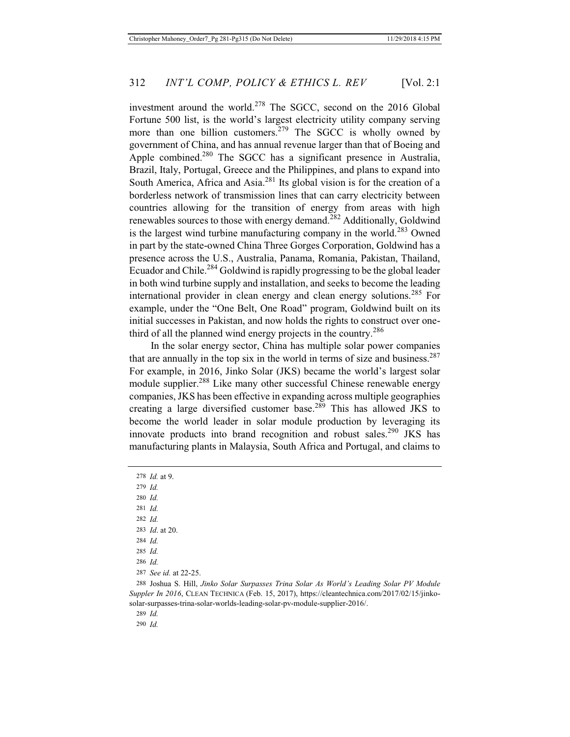investment around the world.[278] The SGCC, second on the 2016 Global Fortune 500 list, is the world's largest electricity utility company serving more than one billion customers.[279] The SGCC is wholly owned by government of China, and has annual revenue larger than that of Boeing and Apple combined.[280] The SGCC has a significant presence in Australia, Brazil, Italy, Portugal, Greece and the Philippines, and plans to expand into South America, Africa and Asia.[281] Its global vision is for the creation of a borderless network of transmission lines that can carry electricity between countries allowing for the transition of energy from areas with high renewables sources to those with energy demand.[282] Additionally, Goldwind is the largest wind turbine manufacturing company in the world.[283] Owned in part by the state-owned China Three Gorges Corporation, Goldwind has a presence across the U.S., Australia, Panama, Romania, Pakistan, Thailand, Ecuador and Chile.[284] Goldwind is rapidly progressing to be the global leader in both wind turbine supply and installation, and seeks to become the leading international provider in clean energy and clean energy solutions.[285] For example, under the "One Belt, One Road" program, Goldwind built on its initial successes in Pakistan, and now holds the rights to construct over one-third of all the planned wind energy projects in the country.[286]

In the solar energy sector, China has multiple solar power companies that are annually in the top six in the world in terms of size and business.[287] For example, in 2016, Jinko Solar (JKS) became the world's largest solar module supplier.[288] Like many other successful Chinese renewable energy companies, JKS has been effective in expanding across multiple geographies creating a large diversified customer base.[289] This has allowed JKS to become the world leader in solar module production by leveraging its innovate products into brand recognition and robust sales.[290] JKS has manufacturing plants in Malaysia, South Africa and Portugal, and claims to

---

278 *Id.* at 9.

279 *Id.*

280 *Id.*

281 *Id.*

282 *Id.*

283 *Id*. at 20.

284 *Id.*

285 *Id.*

286 *Id.*

287 *See id.* at 22-25.

288 Joshua S. Hill, *Jinko Solar Surpasses Trina Solar As World's Leading Solar PV Module Suppler In 2016*, CLEAN TECHNICA (Feb. 15, 2017), https://cleantechnica.com/2017/02/15/jinko-solar-surpasses-trina-solar-worlds-leading-solar-pv-module-supplier-2016/.

289 *Id.*

290 *Id.*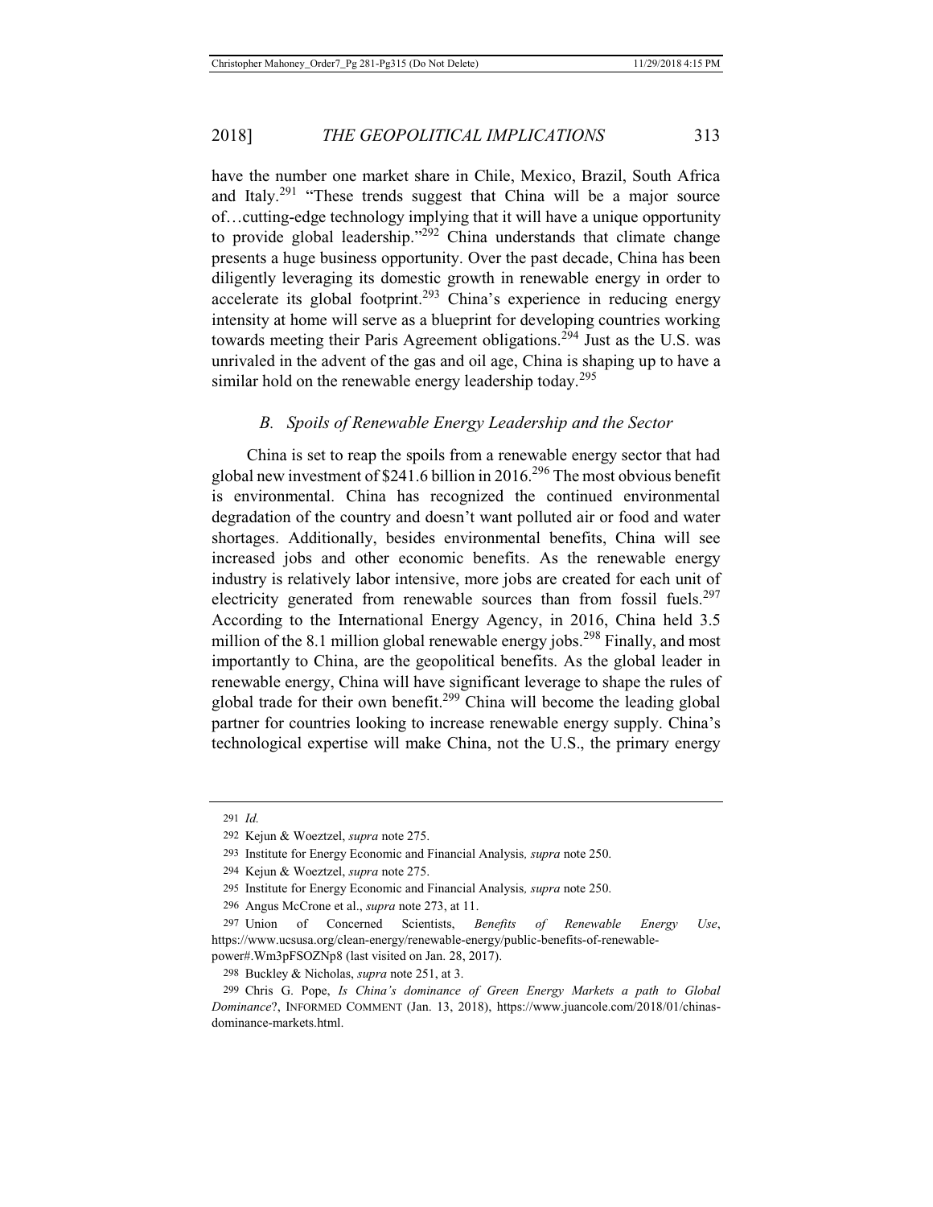have the number one market share in Chile, Mexico, Brazil, South Africa and Italy.[291] "These trends suggest that China will be a major source of…cutting-edge technology implying that it will have a unique opportunity to provide global leadership."[292] China understands that climate change presents a huge business opportunity. Over the past decade, China has been diligently leveraging its domestic growth in renewable energy in order to accelerate its global footprint.[293] China's experience in reducing energy intensity at home will serve as a blueprint for developing countries working towards meeting their Paris Agreement obligations.[294] Just as the U.S. was unrivaled in the advent of the gas and oil age, China is shaping up to have a similar hold on the renewable energy leadership today.[295]

### *B. Spoils of Renewable Energy Leadership and the Sector*

China is set to reap the spoils from a renewable energy sector that had global new investment of $241.6 billion in 2016.[296] The most obvious benefit is environmental. China has recognized the continued environmental degradation of the country and doesn't want polluted air or food and water shortages. Additionally, besides environmental benefits, China will see increased jobs and other economic benefits. As the renewable energy industry is relatively labor intensive, more jobs are created for each unit of electricity generated from renewable sources than from fossil fuels.[297] According to the International Energy Agency, in 2016, China held 3.5 million of the 8.1 million global renewable energy jobs.[298] Finally, and most importantly to China, are the geopolitical benefits. As the global leader in renewable energy, China will have significant leverage to shape the rules of global trade for their own benefit.[299] China will become the leading global partner for countries looking to increase renewable energy supply. China's technological expertise will make China, not the U.S., the primary energy

---

291 *Id.*

292 Kejun & Woeztzel, *supra* note 275.

293 Institute for Energy Economic and Financial Analysis*, supra* note 250.

294 Kejun & Woeztzel, *supra* note 275.

295 Institute for Energy Economic and Financial Analysis*, supra* note 250.

296 Angus McCrone et al., *supra* note 273, at 11.

297 Union of Concerned Scientists, *Benefits of Renewable Energy Use*, https://www.ucsusa.org/clean-energy/renewable-energy/public-benefits-of-renewable-power#.Wm3pFSOZNp8 (last visited on Jan. 28, 2017).

298 Buckley & Nicholas, *supra* note 251, at 3.

299 Chris G. Pope, *Is China's dominance of Green Energy Markets a path to Global Dominance*?, INFORMED COMMENT (Jan. 13, 2018), https://www.juancole.com/2018/01/chinas-dominance-markets.html.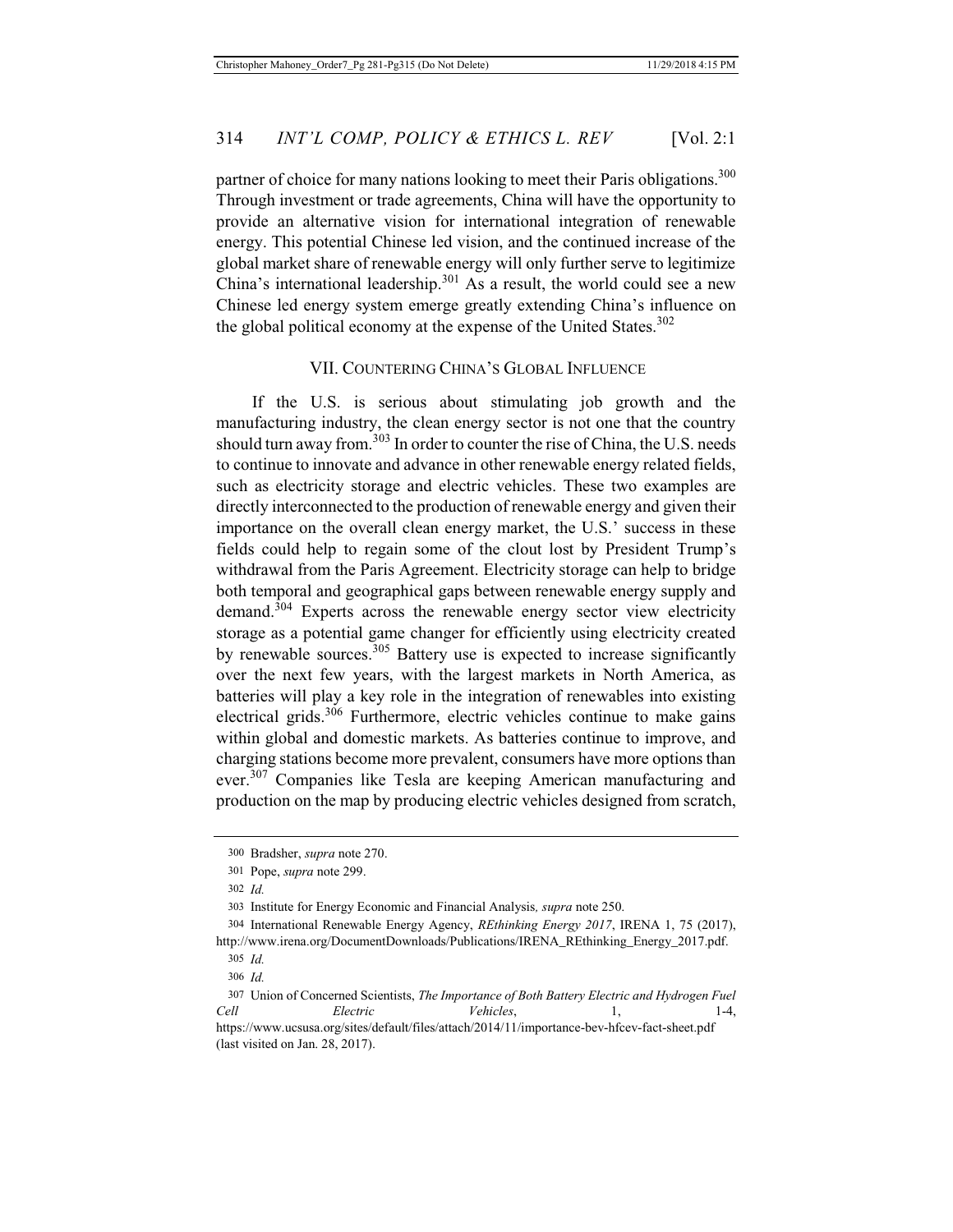partner of choice for many nations looking to meet their Paris obligations.[300] Through investment or trade agreements, China will have the opportunity to provide an alternative vision for international integration of renewable energy. This potential Chinese led vision, and the continued increase of the global market share of renewable energy will only further serve to legitimize China's international leadership.[301] As a result, the world could see a new Chinese led energy system emerge greatly extending China's influence on the global political economy at the expense of the United States.[302]

## VII. COUNTERING CHINA'S GLOBAL INFLUENCE

If the U.S. is serious about stimulating job growth and the manufacturing industry, the clean energy sector is not one that the country should turn away from.[303] In order to counter the rise of China, the U.S. needs to continue to innovate and advance in other renewable energy related fields, such as electricity storage and electric vehicles. These two examples are directly interconnected to the production of renewable energy and given their importance on the overall clean energy market, the U.S.' success in these fields could help to regain some of the clout lost by President Trump's withdrawal from the Paris Agreement. Electricity storage can help to bridge both temporal and geographical gaps between renewable energy supply and demand.[304] Experts across the renewable energy sector view electricity storage as a potential game changer for efficiently using electricity created by renewable sources.[305] Battery use is expected to increase significantly over the next few years, with the largest markets in North America, as batteries will play a key role in the integration of renewables into existing electrical grids.[306] Furthermore, electric vehicles continue to make gains within global and domestic markets. As batteries continue to improve, and charging stations become more prevalent, consumers have more options than ever.[307] Companies like Tesla are keeping American manufacturing and production on the map by producing electric vehicles designed from scratch,

---

300 Bradsher, *supra* note 270.

301 Pope, *supra* note 299.

302 *Id.*

303 Institute for Energy Economic and Financial Analysis*, supra* note 250.

304 International Renewable Energy Agency, *REthinking Energy 2017*, IRENA 1, 75 (2017), http://www.irena.org/DocumentDownloads/Publications/IRENA_REthinking_Energy_2017.pdf.

305 *Id.*

306 *Id.*

307 Union of Concerned Scientists, *The Importance of Both Battery Electric and Hydrogen Fuel Cell Electric Vehicles*, 1, 1-4, https://www.ucsusa.org/sites/default/files/attach/2014/11/importance-bev-hfcev-fact-sheet.pdf (last visited on Jan. 28, 2017).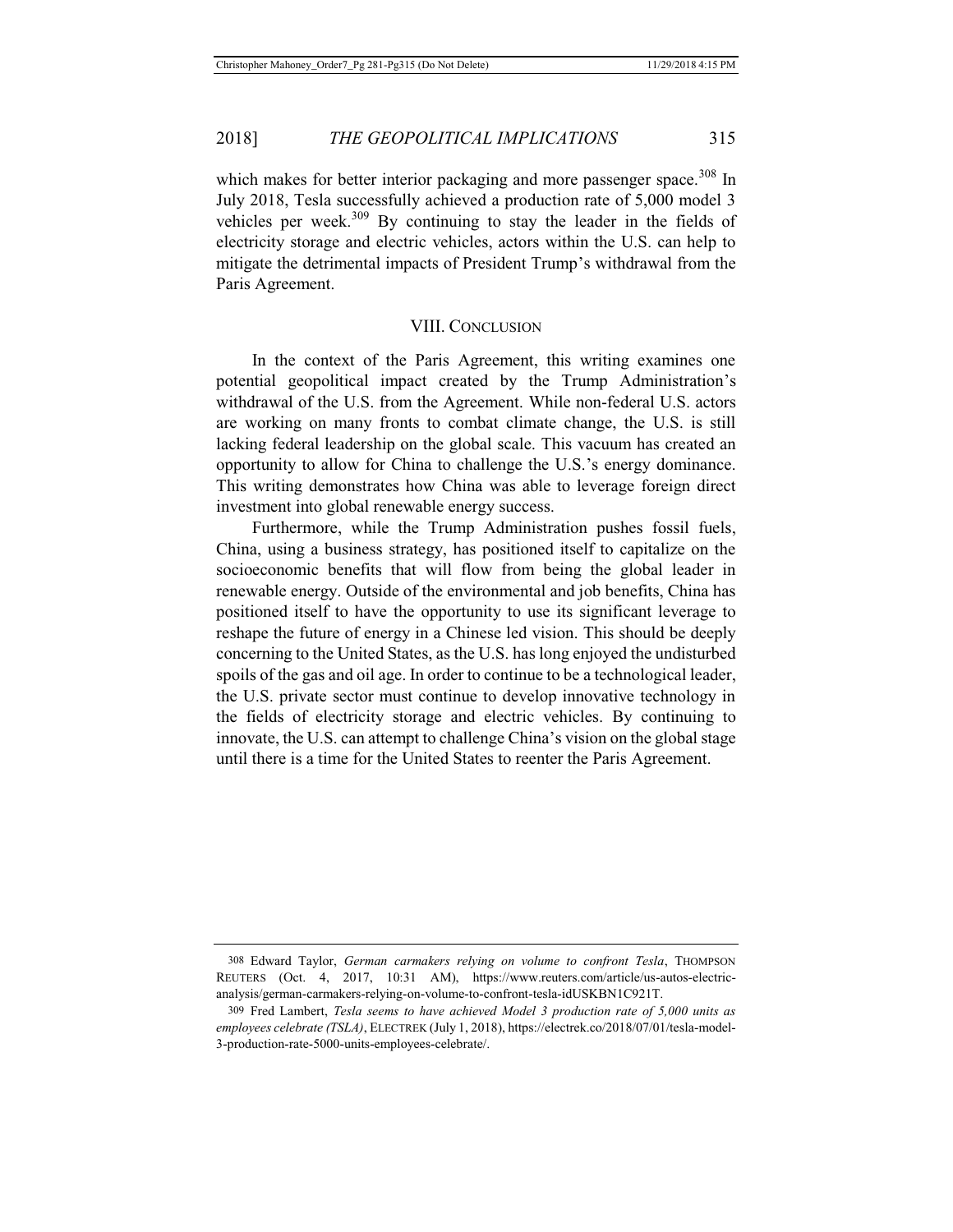which makes for better interior packaging and more passenger space.[308] In July 2018, Tesla successfully achieved a production rate of 5,000 model 3 vehicles per week.[309] By continuing to stay the leader in the fields of electricity storage and electric vehicles, actors within the U.S. can help to mitigate the detrimental impacts of President Trump's withdrawal from the Paris Agreement.

## VIII. CONCLUSION

In the context of the Paris Agreement, this writing examines one potential geopolitical impact created by the Trump Administration's withdrawal of the U.S. from the Agreement. While non-federal U.S. actors are working on many fronts to combat climate change, the U.S. is still lacking federal leadership on the global scale. This vacuum has created an opportunity to allow for China to challenge the U.S.'s energy dominance. This writing demonstrates how China was able to leverage foreign direct investment into global renewable energy success.

Furthermore, while the Trump Administration pushes fossil fuels, China, using a business strategy, has positioned itself to capitalize on the socioeconomic benefits that will flow from being the global leader in renewable energy. Outside of the environmental and job benefits, China has positioned itself to have the opportunity to use its significant leverage to reshape the future of energy in a Chinese led vision. This should be deeply concerning to the United States, as the U.S. has long enjoyed the undisturbed spoils of the gas and oil age. In order to continue to be a technological leader, the U.S. private sector must continue to develop innovative technology in the fields of electricity storage and electric vehicles. By continuing to innovate, the U.S. can attempt to challenge China's vision on the global stage until there is a time for the United States to reenter the Paris Agreement.

---

308 Edward Taylor, *German carmakers relying on volume to confront Tesla*, THOMPSON REUTERS (Oct. 4, 2017, 10:31 AM), https://www.reuters.com/article/us-autos-electric-analysis/german-carmakers-relying-on-volume-to-confront-tesla-idUSKBN1C921T.

309 Fred Lambert, *Tesla seems to have achieved Model 3 production rate of 5,000 units as employees celebrate (TSLA)*, ELECTREK (July 1, 2018), https://electrek.co/2018/07/01/tesla-model-3-production-rate-5000-units-employees-celebrate/.